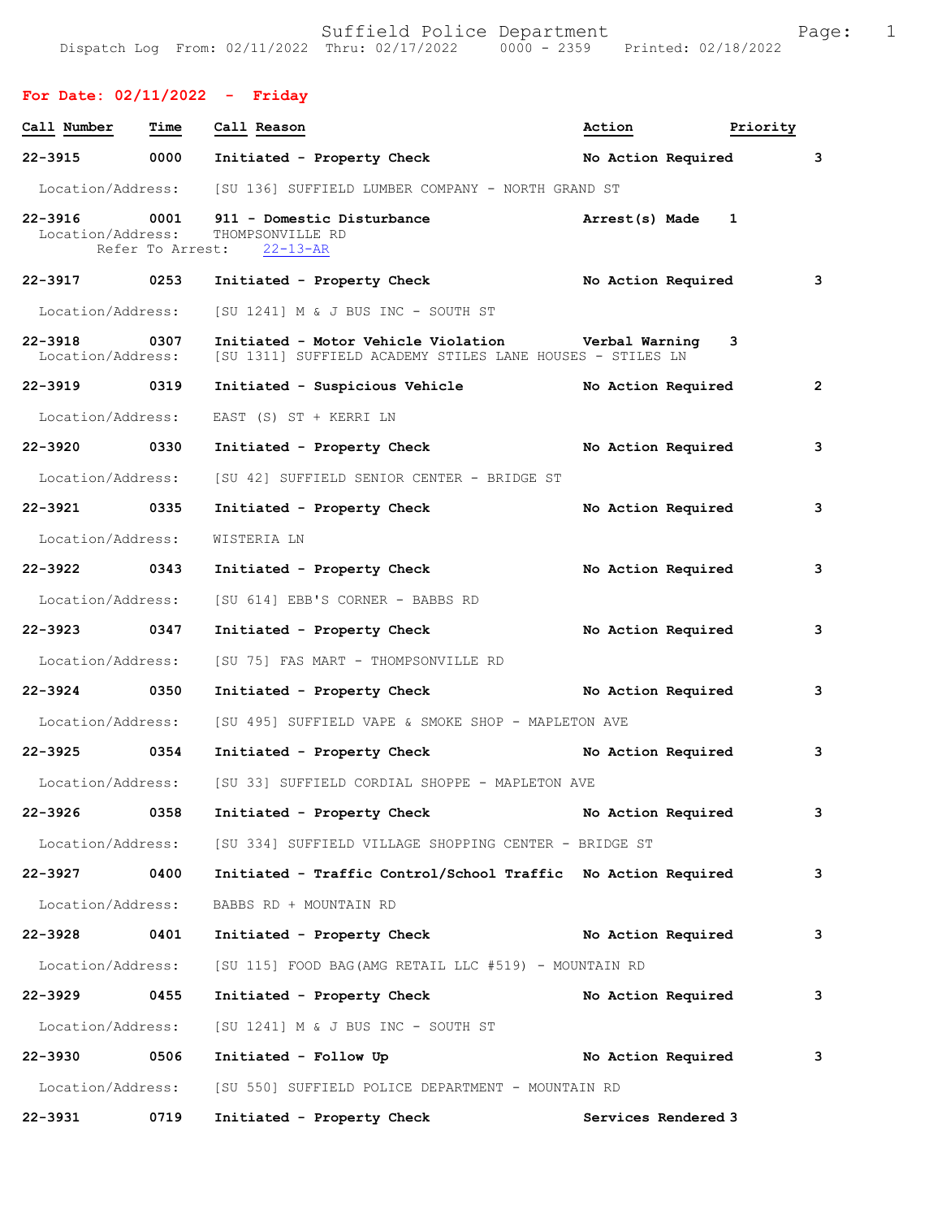Suffield Police Department

Dispatch Log From: 02/11/2022 Thru: 02/17/2022 0000 - 2359 Printed: 02/18/2022

## For Date: 02/11/2022 - Friday

| Call Number | Time | Call Reason | Action | Priority |
|---|---|---|---|---|
| 22-3915 | 0000 | Initiated - Property Check | No Action Required | 3 |

Location/Address: [SU 136] SUFFIELD LUMBER COMPANY - NORTH GRAND ST

| Call Number | Time | Call Reason | Action | Priority |
|---|---|---|---|---|
| 22-3916 | 0001 | 911 - Domestic Disturbance | Arrest(s) Made | 1 |

Location/Address: THOMPSONVILLE RD
Refer To Arrest: 22-13-AR

| Call Number | Time | Call Reason | Action | Priority |
|---|---|---|---|---|
| 22-3917 | 0253 | Initiated - Property Check | No Action Required | 3 |

Location/Address: [SU 1241] M & J BUS INC - SOUTH ST

| Call Number | Time | Call Reason | Action | Priority |
|---|---|---|---|---|
| 22-3918 | 0307 | Initiated - Motor Vehicle Violation | Verbal Warning | 3 |

Location/Address: [SU 1311] SUFFIELD ACADEMY STILES LANE HOUSES - STILES LN

| Call Number | Time | Call Reason | Action | Priority |
|---|---|---|---|---|
| 22-3919 | 0319 | Initiated - Suspicious Vehicle | No Action Required | 2 |

Location/Address: EAST (S) ST + KERRI LN

| Call Number | Time | Call Reason | Action | Priority |
|---|---|---|---|---|
| 22-3920 | 0330 | Initiated - Property Check | No Action Required | 3 |

Location/Address: [SU 42] SUFFIELD SENIOR CENTER - BRIDGE ST

| Call Number | Time | Call Reason | Action | Priority |
|---|---|---|---|---|
| 22-3921 | 0335 | Initiated - Property Check | No Action Required | 3 |

Location/Address: WISTERIA LN

| Call Number | Time | Call Reason | Action | Priority |
|---|---|---|---|---|
| 22-3922 | 0343 | Initiated - Property Check | No Action Required | 3 |

Location/Address: [SU 614] EBB'S CORNER - BABBS RD

| Call Number | Time | Call Reason | Action | Priority |
|---|---|---|---|---|
| 22-3923 | 0347 | Initiated - Property Check | No Action Required | 3 |

Location/Address: [SU 75] FAS MART - THOMPSONVILLE RD

| Call Number | Time | Call Reason | Action | Priority |
|---|---|---|---|---|
| 22-3924 | 0350 | Initiated - Property Check | No Action Required | 3 |

Location/Address: [SU 495] SUFFIELD VAPE & SMOKE SHOP - MAPLETON AVE

| Call Number | Time | Call Reason | Action | Priority |
|---|---|---|---|---|
| 22-3925 | 0354 | Initiated - Property Check | No Action Required | 3 |

Location/Address: [SU 33] SUFFIELD CORDIAL SHOPPE - MAPLETON AVE

| Call Number | Time | Call Reason | Action | Priority |
|---|---|---|---|---|
| 22-3926 | 0358 | Initiated - Property Check | No Action Required | 3 |

Location/Address: [SU 334] SUFFIELD VILLAGE SHOPPING CENTER - BRIDGE ST

| Call Number | Time | Call Reason | Action | Priority |
|---|---|---|---|---|
| 22-3927 | 0400 | Initiated - Traffic Control/School Traffic | No Action Required | 3 |

Location/Address: BABBS RD + MOUNTAIN RD

| Call Number | Time | Call Reason | Action | Priority |
|---|---|---|---|---|
| 22-3928 | 0401 | Initiated - Property Check | No Action Required | 3 |

Location/Address: [SU 115] FOOD BAG(AMG RETAIL LLC #519) - MOUNTAIN RD

| Call Number | Time | Call Reason | Action | Priority |
|---|---|---|---|---|
| 22-3929 | 0455 | Initiated - Property Check | No Action Required | 3 |

Location/Address: [SU 1241] M & J BUS INC - SOUTH ST

| Call Number | Time | Call Reason | Action | Priority |
|---|---|---|---|---|
| 22-3930 | 0506 | Initiated - Follow Up | No Action Required | 3 |

Location/Address: [SU 550] SUFFIELD POLICE DEPARTMENT - MOUNTAIN RD

| Call Number | Time | Call Reason | Action | Priority |
|---|---|---|---|---|
| 22-3931 | 0719 | Initiated - Property Check | Services Rendered | 3 |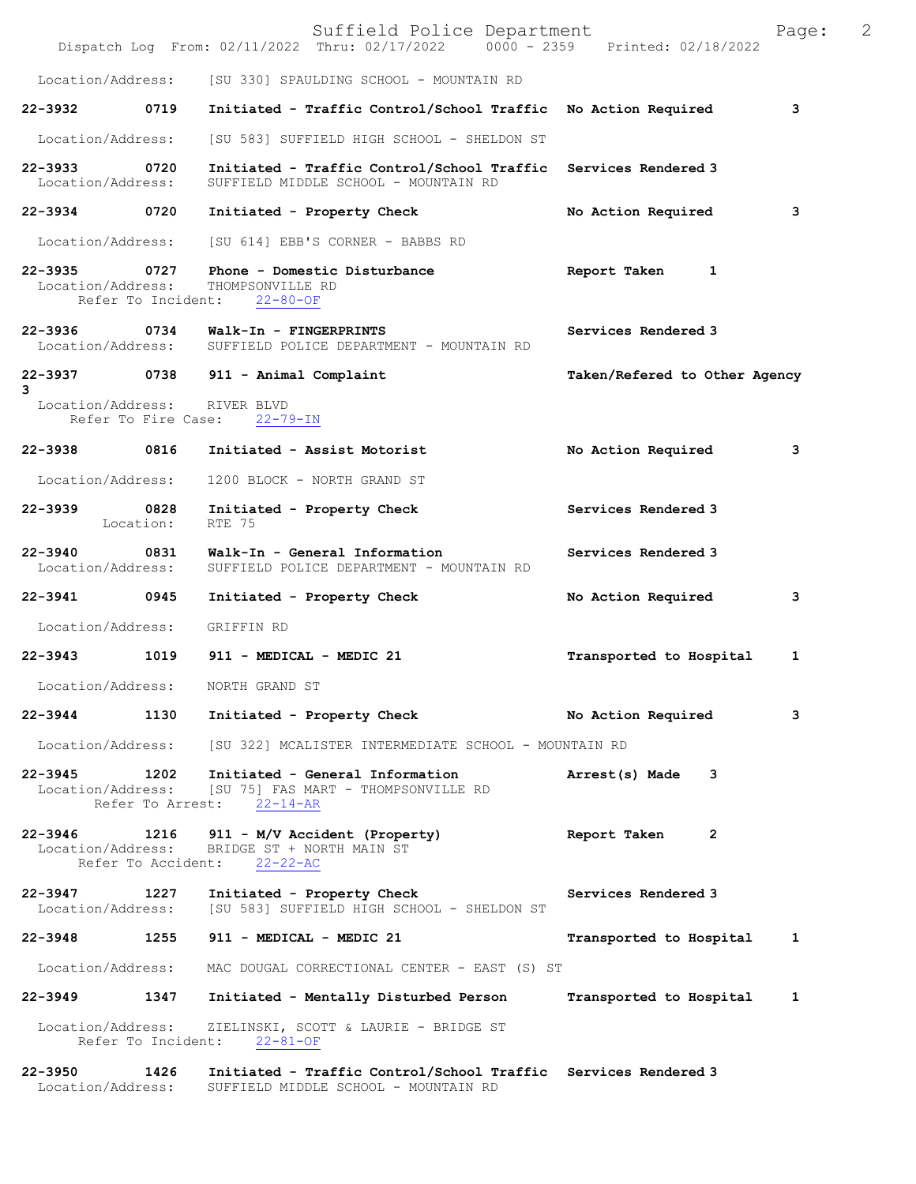Location/Address: [SU 330] SPAULDING SCHOOL - MOUNTAIN RD

**22-3932 0719 Initiated - Traffic Control/School Traffic** No Action Required 3

Location/Address: [SU 583] SUFFIELD HIGH SCHOOL - SHELDON ST

**22-3933 0720 Initiated - Traffic Control/School Traffic** Services Rendered 3
Location/Address: SUFFIELD MIDDLE SCHOOL - MOUNTAIN RD

**22-3934 0720 Initiated - Property Check** No Action Required 3

Location/Address: [SU 614] EBB'S CORNER - BABBS RD

**22-3935 0727 Phone - Domestic Disturbance** Report Taken 1
Location/Address: THOMPSONVILLE RD
Refer To Incident: 22-80-OF

**22-3936 0734 Walk-In - FINGERPRINTS** Services Rendered 3
Location/Address: SUFFIELD POLICE DEPARTMENT - MOUNTAIN RD

**22-3937 0738 911 - Animal Complaint** Taken/Refered to Other Agency 3
Location/Address: RIVER BLVD
Refer To Fire Case: 22-79-IN

**22-3938 0816 Initiated - Assist Motorist** No Action Required 3

Location/Address: 1200 BLOCK - NORTH GRAND ST

**22-3939 0828 Initiated - Property Check** Services Rendered 3
Location: RTE 75

**22-3940 0831 Walk-In - General Information** Services Rendered 3
Location/Address: SUFFIELD POLICE DEPARTMENT - MOUNTAIN RD

**22-3941 0945 Initiated - Property Check** No Action Required 3

Location/Address: GRIFFIN RD

**22-3943 1019 911 - MEDICAL - MEDIC 21** Transported to Hospital 1

Location/Address: NORTH GRAND ST

**22-3944 1130 Initiated - Property Check** No Action Required 3

Location/Address: [SU 322] MCALISTER INTERMEDIATE SCHOOL - MOUNTAIN RD

**22-3945 1202 Initiated - General Information** Arrest(s) Made 3
Location/Address: [SU 75] FAS MART - THOMPSONVILLE RD
Refer To Arrest: 22-14-AR

**22-3946 1216 911 - M/V Accident (Property)** Report Taken 2
Location/Address: BRIDGE ST + NORTH MAIN ST
Refer To Accident: 22-22-AC

**22-3947 1227 Initiated - Property Check** Services Rendered 3
Location/Address: [SU 583] SUFFIELD HIGH SCHOOL - SHELDON ST

**22-3948 1255 911 - MEDICAL - MEDIC 21** Transported to Hospital 1

Location/Address: MAC DOUGAL CORRECTIONAL CENTER - EAST (S) ST

**22-3949 1347 Initiated - Mentally Disturbed Person** Transported to Hospital 1

Location/Address: ZIELINSKI, SCOTT & LAURIE - BRIDGE ST
Refer To Incident: 22-81-OF

**22-3950 1426 Initiated - Traffic Control/School Traffic** Services Rendered 3
Location/Address: SUFFIELD MIDDLE SCHOOL - MOUNTAIN RD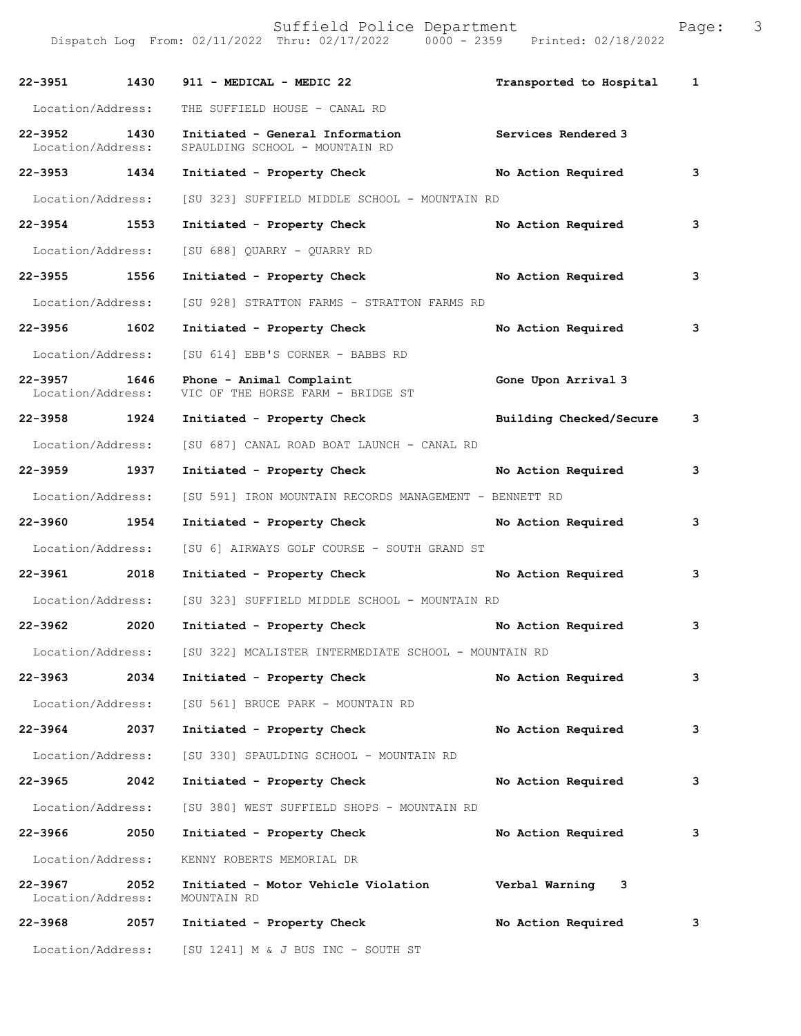Dispatch Log From: 02/11/2022 Thru: 02/17/2022 0000 - 2359 Printed: 02/18/2022

| Call Number | Time | Call Reason | Action | Priority |
|---|---|---|---|---|
| 22-3951 | 1430 | 911 - MEDICAL - MEDIC 22 | Transported to Hospital | 1 |
| Location/Address: | | THE SUFFIELD HOUSE - CANAL RD | | |
| 22-3952 | 1430 | Initiated - General Information | Services Rendered | 3 |
| Location/Address: | | SPAULDING SCHOOL - MOUNTAIN RD | | |
| 22-3953 | 1434 | Initiated - Property Check | No Action Required | 3 |
| Location/Address: | | [SU 323] SUFFIELD MIDDLE SCHOOL - MOUNTAIN RD | | |
| 22-3954 | 1553 | Initiated - Property Check | No Action Required | 3 |
| Location/Address: | | [SU 688] QUARRY - QUARRY RD | | |
| 22-3955 | 1556 | Initiated - Property Check | No Action Required | 3 |
| Location/Address: | | [SU 928] STRATTON FARMS - STRATTON FARMS RD | | |
| 22-3956 | 1602 | Initiated - Property Check | No Action Required | 3 |
| Location/Address: | | [SU 614] EBB'S CORNER - BABBS RD | | |
| 22-3957 | 1646 | Phone - Animal Complaint | Gone Upon Arrival | 3 |
| Location/Address: | | VIC OF THE HORSE FARM - BRIDGE ST | | |
| 22-3958 | 1924 | Initiated - Property Check | Building Checked/Secure | 3 |
| Location/Address: | | [SU 687] CANAL ROAD BOAT LAUNCH - CANAL RD | | |
| 22-3959 | 1937 | Initiated - Property Check | No Action Required | 3 |
| Location/Address: | | [SU 591] IRON MOUNTAIN RECORDS MANAGEMENT - BENNETT RD | | |
| 22-3960 | 1954 | Initiated - Property Check | No Action Required | 3 |
| Location/Address: | | [SU 6] AIRWAYS GOLF COURSE - SOUTH GRAND ST | | |
| 22-3961 | 2018 | Initiated - Property Check | No Action Required | 3 |
| Location/Address: | | [SU 323] SUFFIELD MIDDLE SCHOOL - MOUNTAIN RD | | |
| 22-3962 | 2020 | Initiated - Property Check | No Action Required | 3 |
| Location/Address: | | [SU 322] MCALISTER INTERMEDIATE SCHOOL - MOUNTAIN RD | | |
| 22-3963 | 2034 | Initiated - Property Check | No Action Required | 3 |
| Location/Address: | | [SU 561] BRUCE PARK - MOUNTAIN RD | | |
| 22-3964 | 2037 | Initiated - Property Check | No Action Required | 3 |
| Location/Address: | | [SU 330] SPAULDING SCHOOL - MOUNTAIN RD | | |
| 22-3965 | 2042 | Initiated - Property Check | No Action Required | 3 |
| Location/Address: | | [SU 380] WEST SUFFIELD SHOPS - MOUNTAIN RD | | |
| 22-3966 | 2050 | Initiated - Property Check | No Action Required | 3 |
| Location/Address: | | KENNY ROBERTS MEMORIAL DR | | |
| 22-3967 | 2052 | Initiated - Motor Vehicle Violation | Verbal Warning | 3 |
| Location/Address: | | MOUNTAIN RD | | |
| 22-3968 | 2057 | Initiated - Property Check | No Action Required | 3 |
| Location/Address: | | [SU 1241] M & J BUS INC - SOUTH ST | | |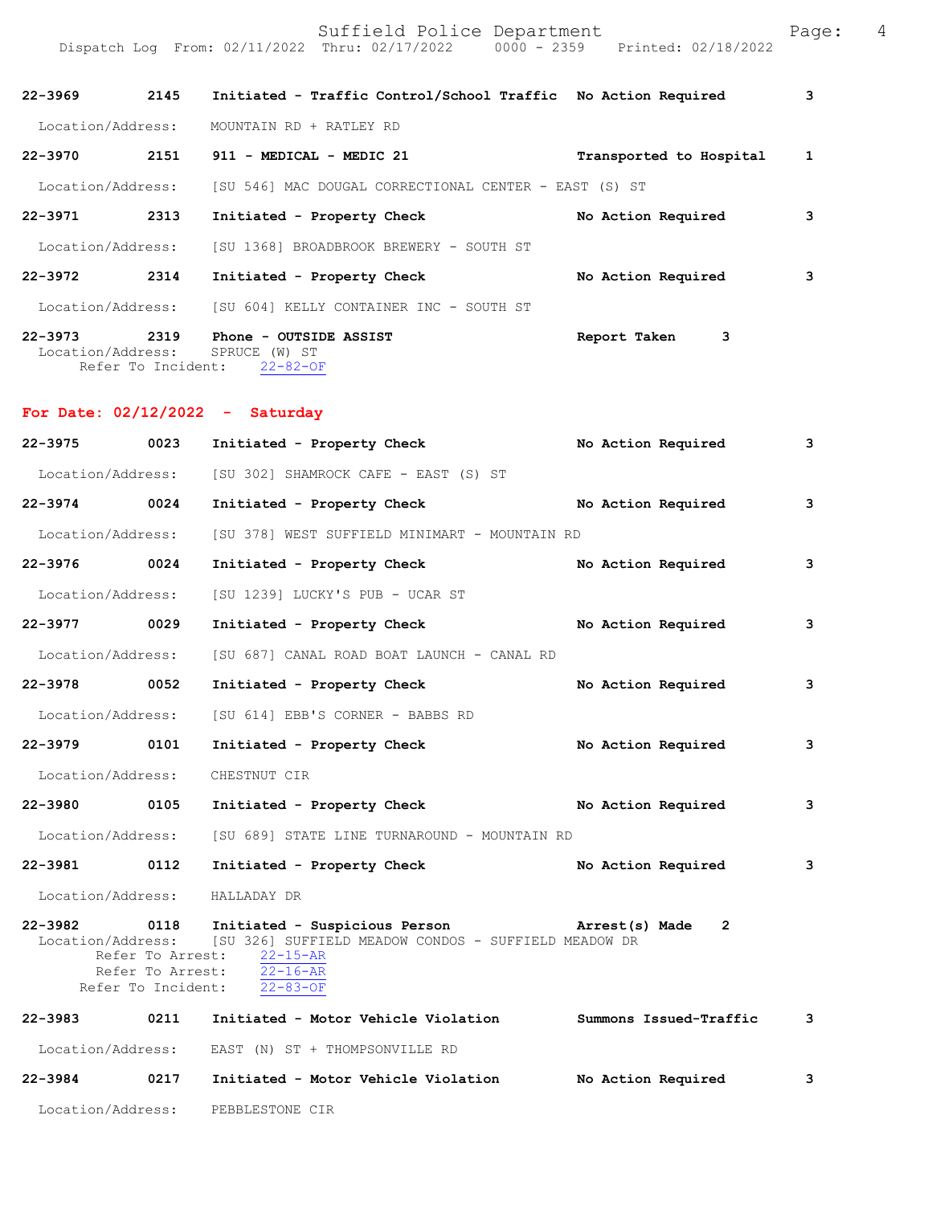**22-3969 2145 Initiated - Traffic Control/School Traffic No Action Required 3**

Location/Address: MOUNTAIN RD + RATLEY RD

**22-3970 2151 911 - MEDICAL - MEDIC 21 Transported to Hospital 1**

Location/Address: [SU 546] MAC DOUGAL CORRECTIONAL CENTER - EAST (S) ST

**22-3971 2313 Initiated - Property Check No Action Required 3**

Location/Address: [SU 1368] BROADBROOK BREWERY - SOUTH ST

**22-3972 2314 Initiated - Property Check No Action Required 3**

Location/Address: [SU 604] KELLY CONTAINER INC - SOUTH ST

**22-3973 2319 Phone - OUTSIDE ASSIST Report Taken 3**

Location/Address: SPRUCE (W) ST
Refer To Incident: 22-82-OF

## For Date: 02/12/2022 - Saturday

**22-3975 0023 Initiated - Property Check No Action Required 3**

Location/Address: [SU 302] SHAMROCK CAFE - EAST (S) ST

**22-3974 0024 Initiated - Property Check No Action Required 3**

Location/Address: [SU 378] WEST SUFFIELD MINIMART - MOUNTAIN RD

**22-3976 0024 Initiated - Property Check No Action Required 3**

Location/Address: [SU 1239] LUCKY'S PUB - UCAR ST

**22-3977 0029 Initiated - Property Check No Action Required 3**

Location/Address: [SU 687] CANAL ROAD BOAT LAUNCH - CANAL RD

**22-3978 0052 Initiated - Property Check No Action Required 3**

Location/Address: [SU 614] EBB'S CORNER - BABBS RD

**22-3979 0101 Initiated - Property Check No Action Required 3**

Location/Address: CHESTNUT CIR

**22-3980 0105 Initiated - Property Check No Action Required 3**

Location/Address: [SU 689] STATE LINE TURNAROUND - MOUNTAIN RD

**22-3981 0112 Initiated - Property Check No Action Required 3**

Location/Address: HALLADAY DR

**22-3982 0118 Initiated - Suspicious Person Arrest(s) Made 2**

Location/Address: [SU 326] SUFFIELD MEADOW CONDOS - SUFFIELD MEADOW DR
Refer To Arrest: 22-15-AR
Refer To Arrest: 22-16-AR
Refer To Incident: 22-83-OF

**22-3983 0211 Initiated - Motor Vehicle Violation Summons Issued-Traffic 3**

Location/Address: EAST (N) ST + THOMPSONVILLE RD

**22-3984 0217 Initiated - Motor Vehicle Violation No Action Required 3**

Location/Address: PEBBLESTONE CIR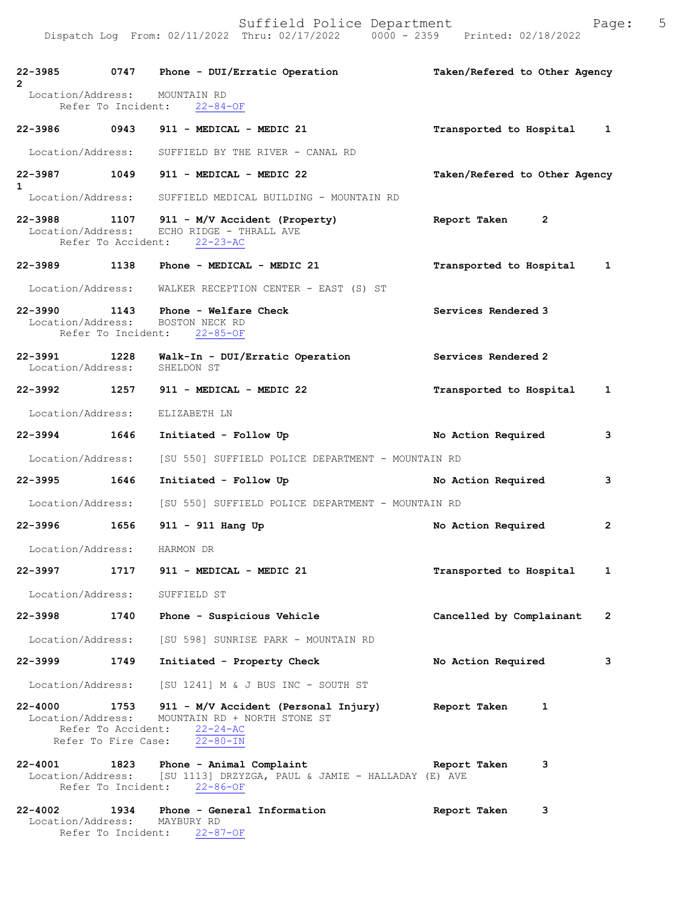Dispatch Log From: 02/11/2022 Thru: 02/17/2022 0000 - 2359 Printed: 02/18/2022

**22-3985 0747 Phone - DUI/Erratic Operation** Taken/Refered to Other Agency 2
Location/Address: MOUNTAIN RD
Refer To Incident: 22-84-OF

**22-3986 0943 911 - MEDICAL - MEDIC 21** Transported to Hospital 1
Location/Address: SUFFIELD BY THE RIVER - CANAL RD

**22-3987 1049 911 - MEDICAL - MEDIC 22** Taken/Refered to Other Agency 1
Location/Address: SUFFIELD MEDICAL BUILDING - MOUNTAIN RD

**22-3988 1107 911 - M/V Accident (Property)** Report Taken 2
Location/Address: ECHO RIDGE - THRALL AVE
Refer To Accident: 22-23-AC

**22-3989 1138 Phone - MEDICAL - MEDIC 21** Transported to Hospital 1
Location/Address: WALKER RECEPTION CENTER - EAST (S) ST

**22-3990 1143 Phone - Welfare Check** Services Rendered 3
Location/Address: BOSTON NECK RD
Refer To Incident: 22-85-OF

**22-3991 1228 Walk-In - DUI/Erratic Operation** Services Rendered 2
Location/Address: SHELDON ST

**22-3992 1257 911 - MEDICAL - MEDIC 22** Transported to Hospital 1
Location/Address: ELIZABETH LN

**22-3994 1646 Initiated - Follow Up** No Action Required 3
Location/Address: [SU 550] SUFFIELD POLICE DEPARTMENT - MOUNTAIN RD

**22-3995 1646 Initiated - Follow Up** No Action Required 3
Location/Address: [SU 550] SUFFIELD POLICE DEPARTMENT - MOUNTAIN RD

**22-3996 1656 911 - 911 Hang Up** No Action Required 2
Location/Address: HARMON DR

**22-3997 1717 911 - MEDICAL - MEDIC 21** Transported to Hospital 1
Location/Address: SUFFIELD ST

**22-3998 1740 Phone - Suspicious Vehicle** Cancelled by Complainant 2
Location/Address: [SU 598] SUNRISE PARK - MOUNTAIN RD

**22-3999 1749 Initiated - Property Check** No Action Required 3
Location/Address: [SU 1241] M & J BUS INC - SOUTH ST

**22-4000 1753 911 - M/V Accident (Personal Injury)** Report Taken 1
Location/Address: MOUNTAIN RD + NORTH STONE ST
Refer To Accident: 22-24-AC
Refer To Fire Case: 22-80-IN

**22-4001 1823 Phone - Animal Complaint** Report Taken 3
Location/Address: [SU 1113] DRZYZGA, PAUL & JAMIE - HALLADAY (E) AVE
Refer To Incident: 22-86-OF

**22-4002 1934 Phone - General Information** Report Taken 3
Location/Address: MAYBURY RD
Refer To Incident: 22-87-OF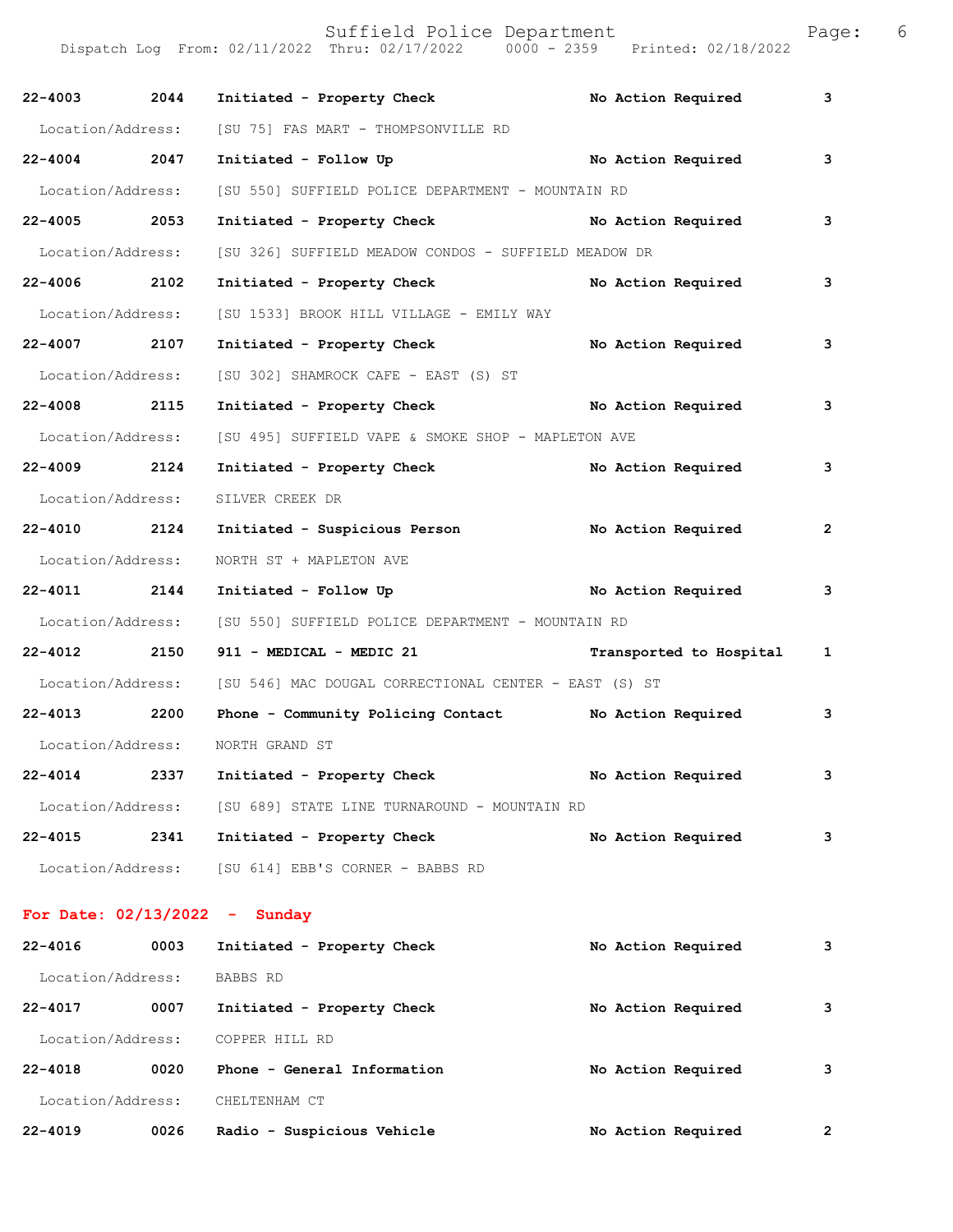| Call | Time | Call Reason | Action | Priority |
|---|---|---|---|---|
| **22-4003** | **2044** | **Initiated - Property Check** | **No Action Required** | **3** |
| Location/Address: | | [SU 75] FAS MART - THOMPSONVILLE RD | | |
| **22-4004** | **2047** | **Initiated - Follow Up** | **No Action Required** | **3** |
| Location/Address: | | [SU 550] SUFFIELD POLICE DEPARTMENT - MOUNTAIN RD | | |
| **22-4005** | **2053** | **Initiated - Property Check** | **No Action Required** | **3** |
| Location/Address: | | [SU 326] SUFFIELD MEADOW CONDOS - SUFFIELD MEADOW DR | | |
| **22-4006** | **2102** | **Initiated - Property Check** | **No Action Required** | **3** |
| Location/Address: | | [SU 1533] BROOK HILL VILLAGE - EMILY WAY | | |
| **22-4007** | **2107** | **Initiated - Property Check** | **No Action Required** | **3** |
| Location/Address: | | [SU 302] SHAMROCK CAFE - EAST (S) ST | | |
| **22-4008** | **2115** | **Initiated - Property Check** | **No Action Required** | **3** |
| Location/Address: | | [SU 495] SUFFIELD VAPE & SMOKE SHOP - MAPLETON AVE | | |
| **22-4009** | **2124** | **Initiated - Property Check** | **No Action Required** | **3** |
| Location/Address: | | SILVER CREEK DR | | |
| **22-4010** | **2124** | **Initiated - Suspicious Person** | **No Action Required** | **2** |
| Location/Address: | | NORTH ST + MAPLETON AVE | | |
| **22-4011** | **2144** | **Initiated - Follow Up** | **No Action Required** | **3** |
| Location/Address: | | [SU 550] SUFFIELD POLICE DEPARTMENT - MOUNTAIN RD | | |
| **22-4012** | **2150** | **911 - MEDICAL - MEDIC 21** | **Transported to Hospital** | **1** |
| Location/Address: | | [SU 546] MAC DOUGAL CORRECTIONAL CENTER - EAST (S) ST | | |
| **22-4013** | **2200** | **Phone - Community Policing Contact** | **No Action Required** | **3** |
| Location/Address: | | NORTH GRAND ST | | |
| **22-4014** | **2337** | **Initiated - Property Check** | **No Action Required** | **3** |
| Location/Address: | | [SU 689] STATE LINE TURNAROUND - MOUNTAIN RD | | |
| **22-4015** | **2341** | **Initiated - Property Check** | **No Action Required** | **3** |
| Location/Address: | | [SU 614] EBB'S CORNER - BABBS RD | | |

**For Date: 02/13/2022 - Sunday**

| Call | Time | Call Reason | Action | Priority |
|---|---|---|---|---|
| **22-4016** | **0003** | **Initiated - Property Check** | **No Action Required** | **3** |
| Location/Address: | | BABBS RD | | |
| **22-4017** | **0007** | **Initiated - Property Check** | **No Action Required** | **3** |
| Location/Address: | | COPPER HILL RD | | |
| **22-4018** | **0020** | **Phone - General Information** | **No Action Required** | **3** |
| Location/Address: | | CHELTENHAM CT | | |
| **22-4019** | **0026** | **Radio - Suspicious Vehicle** | **No Action Required** | **2** |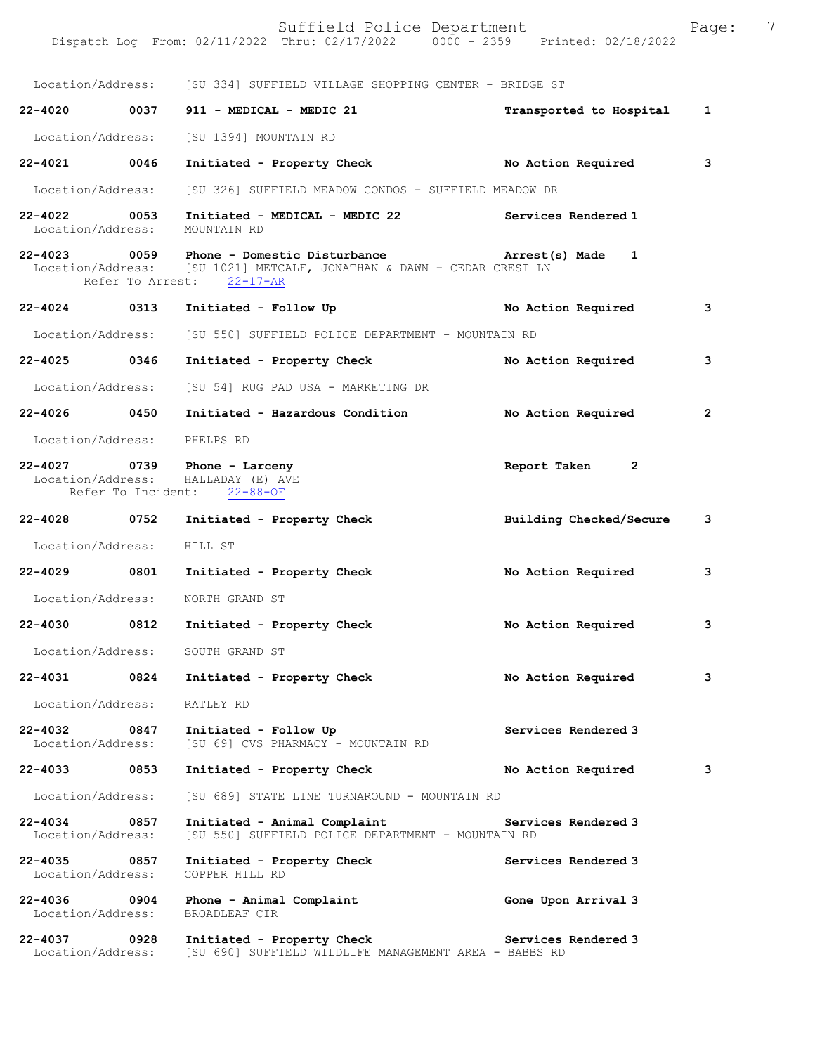Location/Address: [SU 334] SUFFIELD VILLAGE SHOPPING CENTER - BRIDGE ST

**22-4020 0037 911 - MEDICAL - MEDIC 21** **Transported to Hospital 1**

Location/Address: [SU 1394] MOUNTAIN RD

**22-4021 0046 Initiated - Property Check** **No Action Required 3**

Location/Address: [SU 326] SUFFIELD MEADOW CONDOS - SUFFIELD MEADOW DR

**22-4022 0053 Initiated - MEDICAL - MEDIC 22** **Services Rendered 1**
Location/Address: MOUNTAIN RD

**22-4023 0059 Phone - Domestic Disturbance** **Arrest(s) Made 1**
Location/Address: [SU 1021] METCALF, JONATHAN & DAWN - CEDAR CREST LN
Refer To Arrest: 22-17-AR

**22-4024 0313 Initiated - Follow Up** **No Action Required 3**

Location/Address: [SU 550] SUFFIELD POLICE DEPARTMENT - MOUNTAIN RD

**22-4025 0346 Initiated - Property Check** **No Action Required 3**

Location/Address: [SU 54] RUG PAD USA - MARKETING DR

**22-4026 0450 Initiated - Hazardous Condition** **No Action Required 2**

Location/Address: PHELPS RD

**22-4027 0739 Phone - Larceny** **Report Taken 2**
Location/Address: HALLADAY (E) AVE
Refer To Incident: 22-88-OF

**22-4028 0752 Initiated - Property Check** **Building Checked/Secure 3**

Location/Address: HILL ST

**22-4029 0801 Initiated - Property Check** **No Action Required 3**

Location/Address: NORTH GRAND ST

**22-4030 0812 Initiated - Property Check** **No Action Required 3**

Location/Address: SOUTH GRAND ST

**22-4031 0824 Initiated - Property Check** **No Action Required 3**

Location/Address: RATLEY RD

**22-4032 0847 Initiated - Follow Up** **Services Rendered 3**
Location/Address: [SU 69] CVS PHARMACY - MOUNTAIN RD

**22-4033 0853 Initiated - Property Check** **No Action Required 3**

Location/Address: [SU 689] STATE LINE TURNAROUND - MOUNTAIN RD

**22-4034 0857 Initiated - Animal Complaint** **Services Rendered 3**
Location/Address: [SU 550] SUFFIELD POLICE DEPARTMENT - MOUNTAIN RD

**22-4035 0857 Initiated - Property Check** **Services Rendered 3**
Location/Address: COPPER HILL RD

**22-4036 0904 Phone - Animal Complaint** **Gone Upon Arrival 3**
Location/Address: BROADLEAF CIR

**22-4037 0928 Initiated - Property Check** **Services Rendered 3**
Location/Address: [SU 690] SUFFIELD WILDLIFE MANAGEMENT AREA - BABBS RD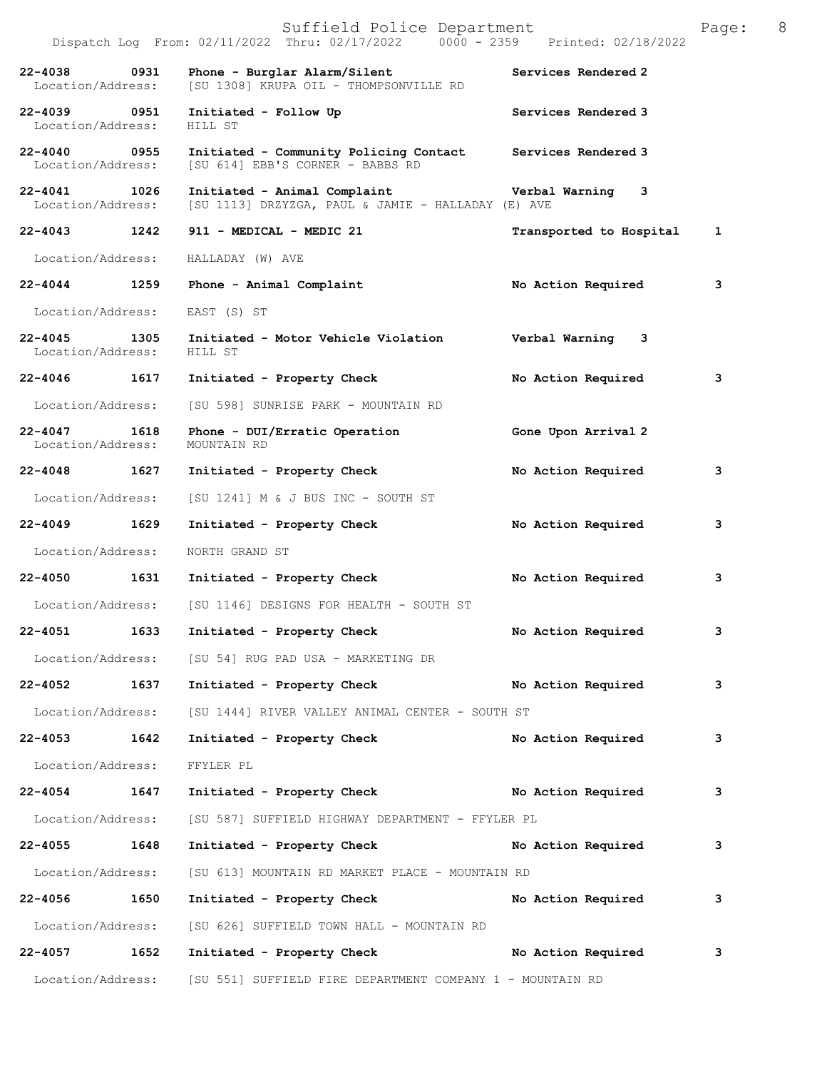Suffield Police Department

Dispatch Log From: 02/11/2022 Thru: 02/17/2022 0000 - 2359 Printed: 02/18/2022

| Call # | Time | Type | Disposition | Priority |
|---|---|---|---|---|
| 22-4038 | 0931 | Phone - Burglar Alarm/Silent | Services Rendered | 2 |
| Location/Address: | | [SU 1308] KRUPA OIL - THOMPSONVILLE RD | | |
| 22-4039 | 0951 | Initiated - Follow Up | Services Rendered | 3 |
| Location/Address: | | HILL ST | | |
| 22-4040 | 0955 | Initiated - Community Policing Contact | Services Rendered | 3 |
| Location/Address: | | [SU 614] EBB'S CORNER - BABBS RD | | |
| 22-4041 | 1026 | Initiated - Animal Complaint | Verbal Warning | 3 |
| Location/Address: | | [SU 1113] DRZYZGA, PAUL & JAMIE - HALLADAY (E) AVE | | |
| 22-4043 | 1242 | 911 - MEDICAL - MEDIC 21 | Transported to Hospital | 1 |
| Location/Address: | | HALLADAY (W) AVE | | |
| 22-4044 | 1259 | Phone - Animal Complaint | No Action Required | 3 |
| Location/Address: | | EAST (S) ST | | |
| 22-4045 | 1305 | Initiated - Motor Vehicle Violation | Verbal Warning | 3 |
| Location/Address: | | HILL ST | | |
| 22-4046 | 1617 | Initiated - Property Check | No Action Required | 3 |
| Location/Address: | | [SU 598] SUNRISE PARK - MOUNTAIN RD | | |
| 22-4047 | 1618 | Phone - DUI/Erratic Operation | Gone Upon Arrival | 2 |
| Location/Address: | | MOUNTAIN RD | | |
| 22-4048 | 1627 | Initiated - Property Check | No Action Required | 3 |
| Location/Address: | | [SU 1241] M & J BUS INC - SOUTH ST | | |
| 22-4049 | 1629 | Initiated - Property Check | No Action Required | 3 |
| Location/Address: | | NORTH GRAND ST | | |
| 22-4050 | 1631 | Initiated - Property Check | No Action Required | 3 |
| Location/Address: | | [SU 1146] DESIGNS FOR HEALTH - SOUTH ST | | |
| 22-4051 | 1633 | Initiated - Property Check | No Action Required | 3 |
| Location/Address: | | [SU 54] RUG PAD USA - MARKETING DR | | |
| 22-4052 | 1637 | Initiated - Property Check | No Action Required | 3 |
| Location/Address: | | [SU 1444] RIVER VALLEY ANIMAL CENTER - SOUTH ST | | |
| 22-4053 | 1642 | Initiated - Property Check | No Action Required | 3 |
| Location/Address: | | FFYLER PL | | |
| 22-4054 | 1647 | Initiated - Property Check | No Action Required | 3 |
| Location/Address: | | [SU 587] SUFFIELD HIGHWAY DEPARTMENT - FFYLER PL | | |
| 22-4055 | 1648 | Initiated - Property Check | No Action Required | 3 |
| Location/Address: | | [SU 613] MOUNTAIN RD MARKET PLACE - MOUNTAIN RD | | |
| 22-4056 | 1650 | Initiated - Property Check | No Action Required | 3 |
| Location/Address: | | [SU 626] SUFFIELD TOWN HALL - MOUNTAIN RD | | |
| 22-4057 | 1652 | Initiated - Property Check | No Action Required | 3 |
| Location/Address: | | [SU 551] SUFFIELD FIRE DEPARTMENT COMPANY 1 - MOUNTAIN RD | | |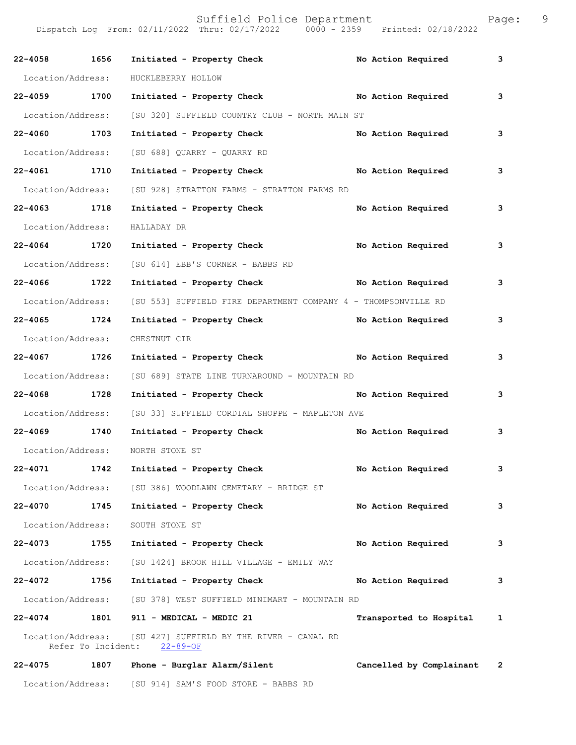| Call Number | Time | Call Reason | Action | Priority |
|---|---|---|---|---|
| 22-4058 | 1656 | Initiated - Property Check | No Action Required | 3 |
| Location/Address: | | HUCKLEBERRY HOLLOW | | |
| 22-4059 | 1700 | Initiated - Property Check | No Action Required | 3 |
| Location/Address: | | [SU 320] SUFFIELD COUNTRY CLUB - NORTH MAIN ST | | |
| 22-4060 | 1703 | Initiated - Property Check | No Action Required | 3 |
| Location/Address: | | [SU 688] QUARRY - QUARRY RD | | |
| 22-4061 | 1710 | Initiated - Property Check | No Action Required | 3 |
| Location/Address: | | [SU 928] STRATTON FARMS - STRATTON FARMS RD | | |
| 22-4063 | 1718 | Initiated - Property Check | No Action Required | 3 |
| Location/Address: | | HALLADAY DR | | |
| 22-4064 | 1720 | Initiated - Property Check | No Action Required | 3 |
| Location/Address: | | [SU 614] EBB'S CORNER - BABBS RD | | |
| 22-4066 | 1722 | Initiated - Property Check | No Action Required | 3 |
| Location/Address: | | [SU 553] SUFFIELD FIRE DEPARTMENT COMPANY 4 - THOMPSONVILLE RD | | |
| 22-4065 | 1724 | Initiated - Property Check | No Action Required | 3 |
| Location/Address: | | CHESTNUT CIR | | |
| 22-4067 | 1726 | Initiated - Property Check | No Action Required | 3 |
| Location/Address: | | [SU 689] STATE LINE TURNAROUND - MOUNTAIN RD | | |
| 22-4068 | 1728 | Initiated - Property Check | No Action Required | 3 |
| Location/Address: | | [SU 33] SUFFIELD CORDIAL SHOPPE - MAPLETON AVE | | |
| 22-4069 | 1740 | Initiated - Property Check | No Action Required | 3 |
| Location/Address: | | NORTH STONE ST | | |
| 22-4071 | 1742 | Initiated - Property Check | No Action Required | 3 |
| Location/Address: | | [SU 386] WOODLAWN CEMETARY - BRIDGE ST | | |
| 22-4070 | 1745 | Initiated - Property Check | No Action Required | 3 |
| Location/Address: | | SOUTH STONE ST | | |
| 22-4073 | 1755 | Initiated - Property Check | No Action Required | 3 |
| Location/Address: | | [SU 1424] BROOK HILL VILLAGE - EMILY WAY | | |
| 22-4072 | 1756 | Initiated - Property Check | No Action Required | 3 |
| Location/Address: | | [SU 378] WEST SUFFIELD MINIMART - MOUNTAIN RD | | |
| 22-4074 | 1801 | 911 - MEDICAL - MEDIC 21 | Transported to Hospital | 1 |
| Location/Address: | | [SU 427] SUFFIELD BY THE RIVER - CANAL RD | | |
| Refer To Incident: | | 22-89-OF | | |
| 22-4075 | 1807 | Phone - Burglar Alarm/Silent | Cancelled by Complainant | 2 |
| Location/Address: | | [SU 914] SAM'S FOOD STORE - BABBS RD | | |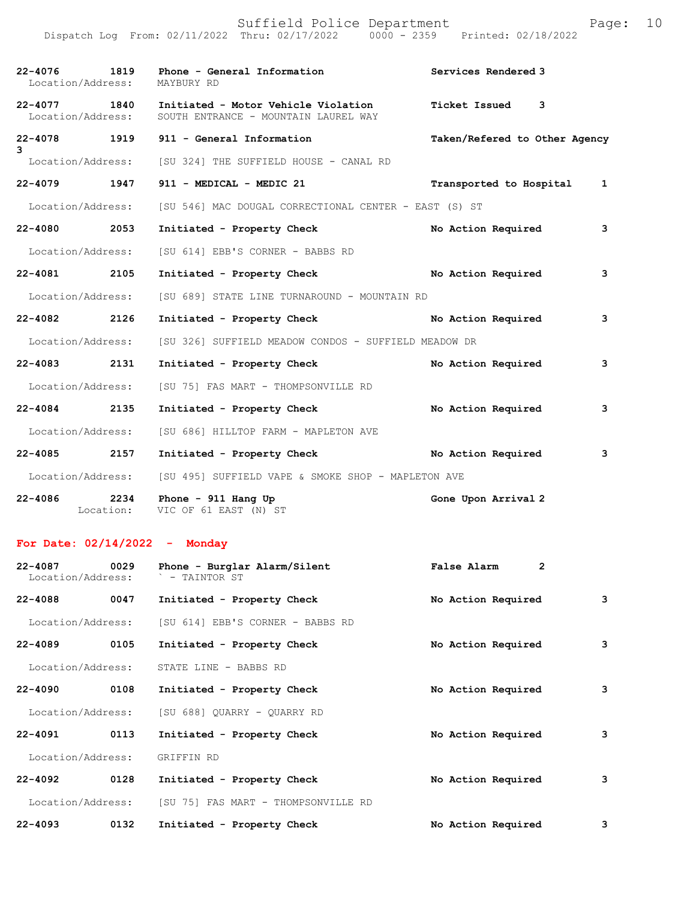| Call Number | Time | Call Reason | Action | Priority |
|---|---|---|---|---|
| 22-4076 | 1819 | Phone - General Information | Services Rendered | 3 |
| | | Location/Address: MAYBURY RD | | |
| 22-4077 | 1840 | Initiated - Motor Vehicle Violation | Ticket Issued | 3 |
| | | Location/Address: SOUTH ENTRANCE - MOUNTAIN LAUREL WAY | | |
| 22-4078 | 1919 | 911 - General Information | Taken/Refered to Other Agency | 3 |
| | | Location/Address: [SU 324] THE SUFFIELD HOUSE - CANAL RD | | |
| 22-4079 | 1947 | 911 - MEDICAL - MEDIC 21 | Transported to Hospital | 1 |
| | | Location/Address: [SU 546] MAC DOUGAL CORRECTIONAL CENTER - EAST (S) ST | | |
| 22-4080 | 2053 | Initiated - Property Check | No Action Required | 3 |
| | | Location/Address: [SU 614] EBB'S CORNER - BABBS RD | | |
| 22-4081 | 2105 | Initiated - Property Check | No Action Required | 3 |
| | | Location/Address: [SU 689] STATE LINE TURNAROUND - MOUNTAIN RD | | |
| 22-4082 | 2126 | Initiated - Property Check | No Action Required | 3 |
| | | Location/Address: [SU 326] SUFFIELD MEADOW CONDOS - SUFFIELD MEADOW DR | | |
| 22-4083 | 2131 | Initiated - Property Check | No Action Required | 3 |
| | | Location/Address: [SU 75] FAS MART - THOMPSONVILLE RD | | |
| 22-4084 | 2135 | Initiated - Property Check | No Action Required | 3 |
| | | Location/Address: [SU 686] HILLTOP FARM - MAPLETON AVE | | |
| 22-4085 | 2157 | Initiated - Property Check | No Action Required | 3 |
| | | Location/Address: [SU 495] SUFFIELD VAPE & SMOKE SHOP - MAPLETON AVE | | |
| 22-4086 | 2234 | Phone - 911 Hang Up | Gone Upon Arrival | 2 |
| | | Location: VIC OF 61 EAST (N) ST | | |

**For Date: 02/14/2022 - Monday**

| Call Number | Time | Call Reason | Action | Priority |
|---|---|---|---|---|
| 22-4087 | 0029 | Phone - Burglar Alarm/Silent | False Alarm | 2 |
| | | Location/Address: ` - TAINTOR ST | | |
| 22-4088 | 0047 | Initiated - Property Check | No Action Required | 3 |
| | | Location/Address: [SU 614] EBB'S CORNER - BABBS RD | | |
| 22-4089 | 0105 | Initiated - Property Check | No Action Required | 3 |
| | | Location/Address: STATE LINE - BABBS RD | | |
| 22-4090 | 0108 | Initiated - Property Check | No Action Required | 3 |
| | | Location/Address: [SU 688] QUARRY - QUARRY RD | | |
| 22-4091 | 0113 | Initiated - Property Check | No Action Required | 3 |
| | | Location/Address: GRIFFIN RD | | |
| 22-4092 | 0128 | Initiated - Property Check | No Action Required | 3 |
| | | Location/Address: [SU 75] FAS MART - THOMPSONVILLE RD | | |
| 22-4093 | 0132 | Initiated - Property Check | No Action Required | 3 |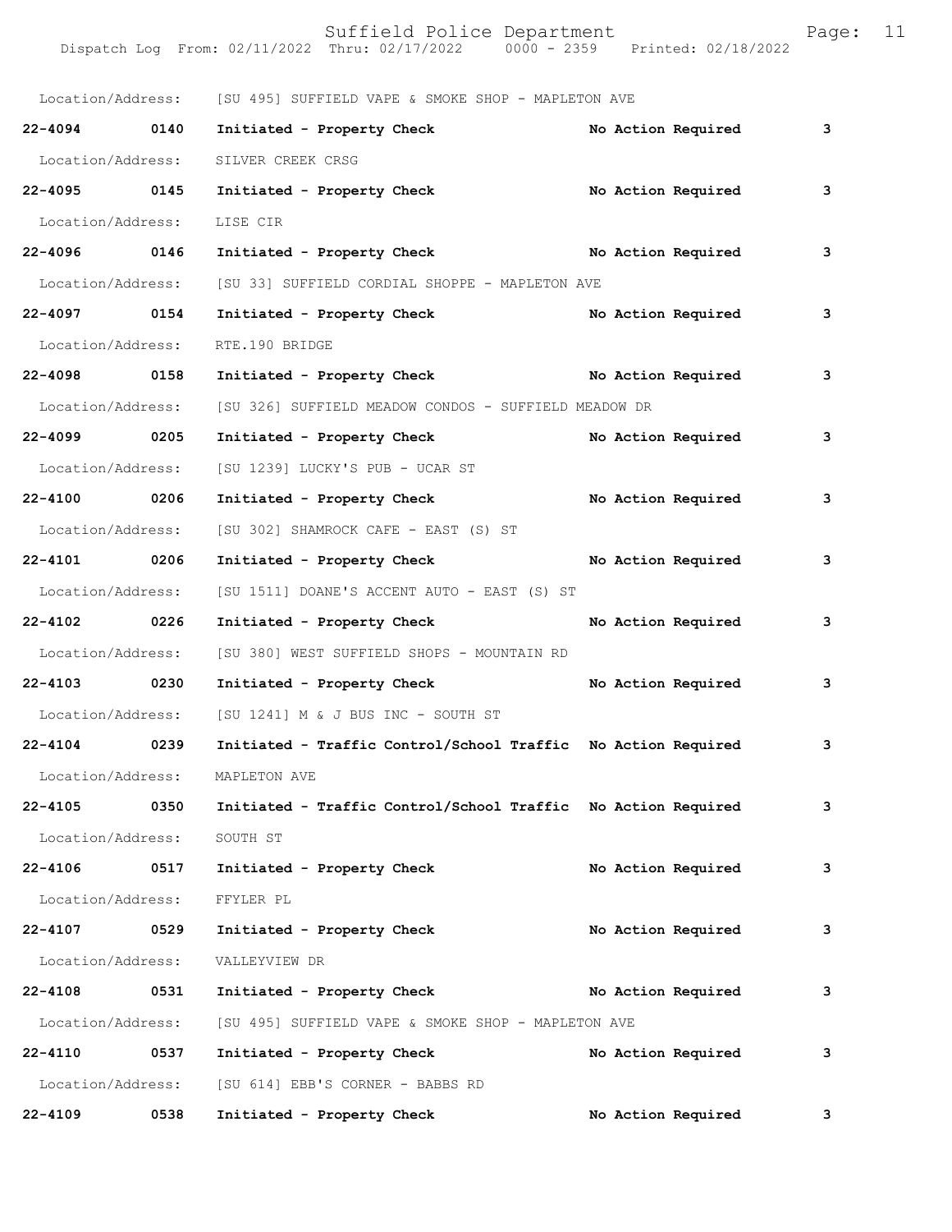Location/Address: [SU 495] SUFFIELD VAPE & SMOKE SHOP - MAPLETON AVE

**22-4094 0140 Initiated - Property Check No Action Required 3**

Location/Address: SILVER CREEK CRSG

**22-4095 0145 Initiated - Property Check No Action Required 3**

Location/Address: LISE CIR

**22-4096 0146 Initiated - Property Check No Action Required 3**

Location/Address: [SU 33] SUFFIELD CORDIAL SHOPPE - MAPLETON AVE

**22-4097 0154 Initiated - Property Check No Action Required 3**

Location/Address: RTE.190 BRIDGE

**22-4098 0158 Initiated - Property Check No Action Required 3**

Location/Address: [SU 326] SUFFIELD MEADOW CONDOS - SUFFIELD MEADOW DR

**22-4099 0205 Initiated - Property Check No Action Required 3**

Location/Address: [SU 1239] LUCKY'S PUB - UCAR ST

**22-4100 0206 Initiated - Property Check No Action Required 3**

Location/Address: [SU 302] SHAMROCK CAFE - EAST (S) ST

**22-4101 0206 Initiated - Property Check No Action Required 3**

Location/Address: [SU 1511] DOANE'S ACCENT AUTO - EAST (S) ST

**22-4102 0226 Initiated - Property Check No Action Required 3**

Location/Address: [SU 380] WEST SUFFIELD SHOPS - MOUNTAIN RD

**22-4103 0230 Initiated - Property Check No Action Required 3**

Location/Address: [SU 1241] M & J BUS INC - SOUTH ST

**22-4104 0239 Initiated - Traffic Control/School Traffic No Action Required 3**

Location/Address: MAPLETON AVE

**22-4105 0350 Initiated - Traffic Control/School Traffic No Action Required 3**

Location/Address: SOUTH ST

**22-4106 0517 Initiated - Property Check No Action Required 3**

Location/Address: FFYLER PL

**22-4107 0529 Initiated - Property Check No Action Required 3**

Location/Address: VALLEYVIEW DR

**22-4108 0531 Initiated - Property Check No Action Required 3**

Location/Address: [SU 495] SUFFIELD VAPE & SMOKE SHOP - MAPLETON AVE

**22-4110 0537 Initiated - Property Check No Action Required 3**

Location/Address: [SU 614] EBB'S CORNER - BABBS RD

**22-4109 0538 Initiated - Property Check No Action Required 3**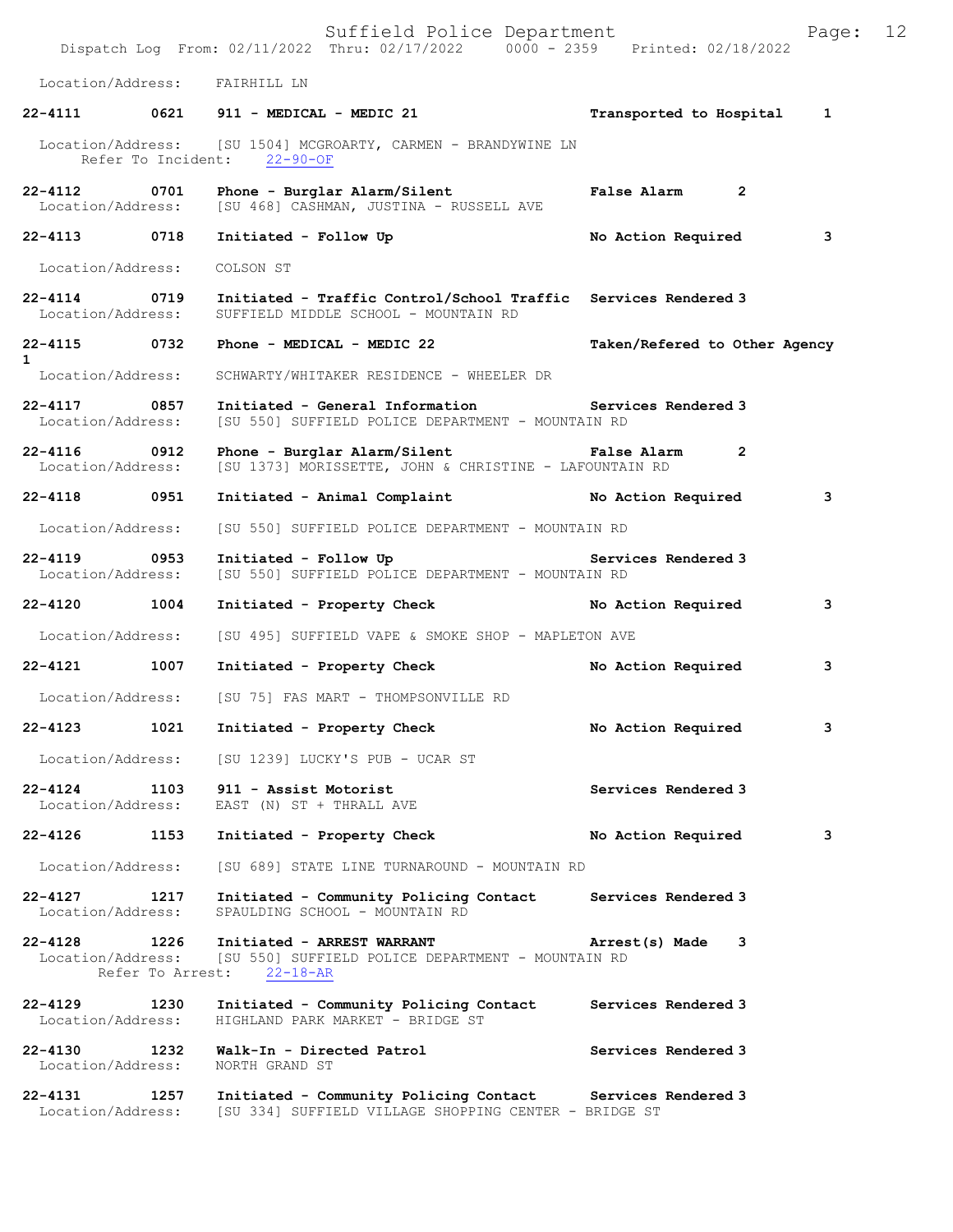Location/Address: FAIRHILL LN

**22-4111** 0621 **911 - MEDICAL - MEDIC 21** **Transported to Hospital 1**
Location/Address: [SU 1504] MCGROARTY, CARMEN - BRANDYWINE LN
Refer To Incident: 22-90-OF

**22-4112** 0701 **Phone - Burglar Alarm/Silent** **False Alarm 2**
Location/Address: [SU 468] CASHMAN, JUSTINA - RUSSELL AVE

**22-4113** 0718 **Initiated - Follow Up** **No Action Required 3**
Location/Address: COLSON ST

**22-4114** 0719 **Initiated - Traffic Control/School Traffic** **Services Rendered 3**
Location/Address: SUFFIELD MIDDLE SCHOOL - MOUNTAIN RD

**22-4115** 0732 **Phone - MEDICAL - MEDIC 22** **Taken/Refered to Other Agency 1**
Location/Address: SCHWARTY/WHITAKER RESIDENCE - WHEELER DR

**22-4117** 0857 **Initiated - General Information** **Services Rendered 3**
Location/Address: [SU 550] SUFFIELD POLICE DEPARTMENT - MOUNTAIN RD

**22-4116** 0912 **Phone - Burglar Alarm/Silent** **False Alarm 2**
Location/Address: [SU 1373] MORISSETTE, JOHN & CHRISTINE - LAFOUNTAIN RD

**22-4118** 0951 **Initiated - Animal Complaint** **No Action Required 3**
Location/Address: [SU 550] SUFFIELD POLICE DEPARTMENT - MOUNTAIN RD

**22-4119** 0953 **Initiated - Follow Up** **Services Rendered 3**
Location/Address: [SU 550] SUFFIELD POLICE DEPARTMENT - MOUNTAIN RD

**22-4120** 1004 **Initiated - Property Check** **No Action Required 3**
Location/Address: [SU 495] SUFFIELD VAPE & SMOKE SHOP - MAPLETON AVE

**22-4121** 1007 **Initiated - Property Check** **No Action Required 3**
Location/Address: [SU 75] FAS MART - THOMPSONVILLE RD

**22-4123** 1021 **Initiated - Property Check** **No Action Required 3**
Location/Address: [SU 1239] LUCKY'S PUB - UCAR ST

**22-4124** 1103 **911 - Assist Motorist** **Services Rendered 3**
Location/Address: EAST (N) ST + THRALL AVE

**22-4126** 1153 **Initiated - Property Check** **No Action Required 3**
Location/Address: [SU 689] STATE LINE TURNAROUND - MOUNTAIN RD

**22-4127** 1217 **Initiated - Community Policing Contact** **Services Rendered 3**
Location/Address: SPAULDING SCHOOL - MOUNTAIN RD

**22-4128** 1226 **Initiated - ARREST WARRANT** **Arrest(s) Made 3**
Location/Address: [SU 550] SUFFIELD POLICE DEPARTMENT - MOUNTAIN RD
Refer To Arrest: 22-18-AR

**22-4129** 1230 **Initiated - Community Policing Contact** **Services Rendered 3**
Location/Address: HIGHLAND PARK MARKET - BRIDGE ST

**22-4130** 1232 **Walk-In - Directed Patrol** **Services Rendered 3**
Location/Address: NORTH GRAND ST

**22-4131** 1257 **Initiated - Community Policing Contact** **Services Rendered 3**
Location/Address: [SU 334] SUFFIELD VILLAGE SHOPPING CENTER - BRIDGE ST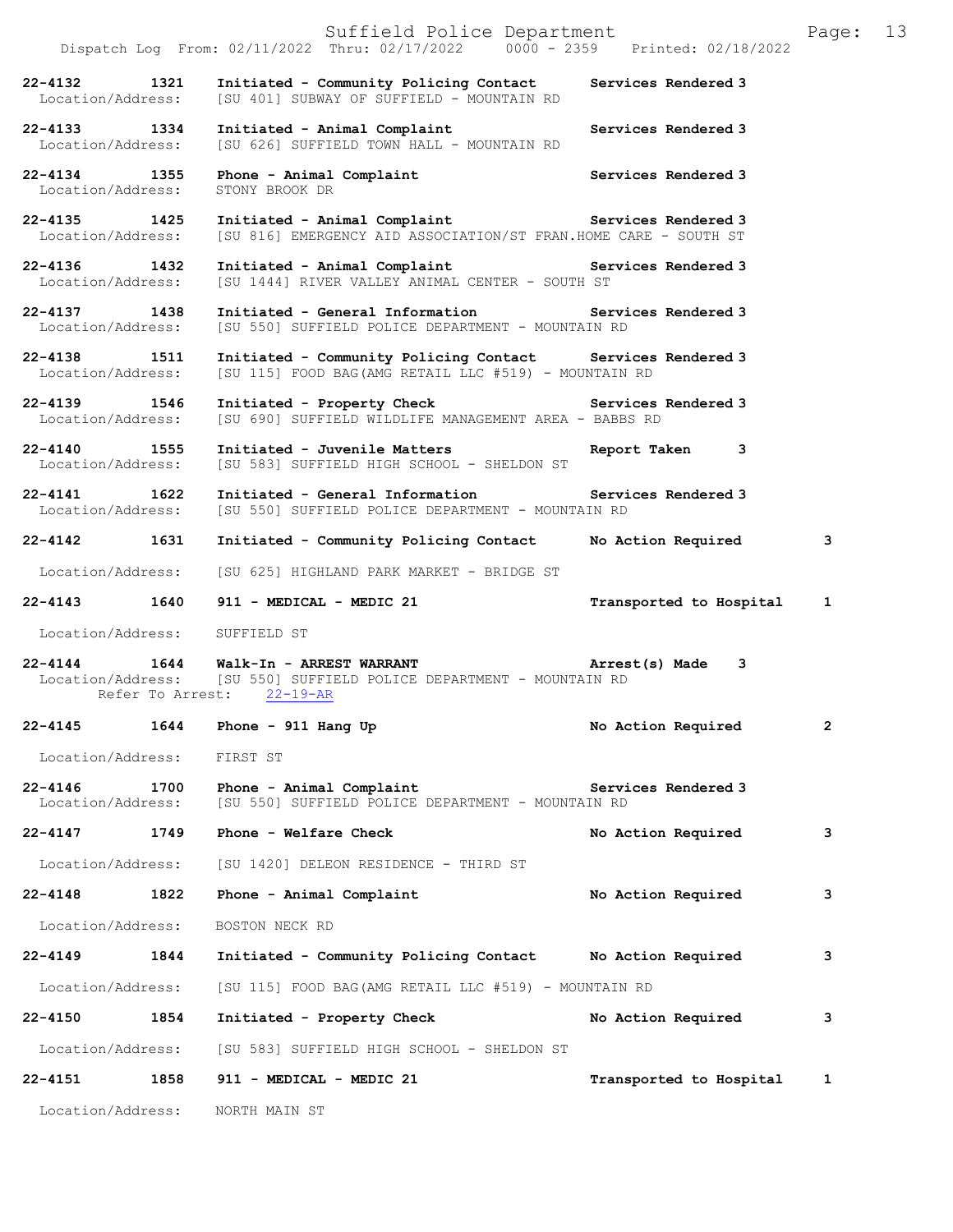**22-4132 1321 Initiated - Community Policing Contact** Services Rendered 3
Location/Address: [SU 401] SUBWAY OF SUFFIELD - MOUNTAIN RD

**22-4133 1334 Initiated - Animal Complaint** Services Rendered 3
Location/Address: [SU 626] SUFFIELD TOWN HALL - MOUNTAIN RD

**22-4134 1355 Phone - Animal Complaint** Services Rendered 3
Location/Address: STONY BROOK DR

**22-4135 1425 Initiated - Animal Complaint** Services Rendered 3
Location/Address: [SU 816] EMERGENCY AID ASSOCIATION/ST FRAN.HOME CARE - SOUTH ST

**22-4136 1432 Initiated - Animal Complaint** Services Rendered 3
Location/Address: [SU 1444] RIVER VALLEY ANIMAL CENTER - SOUTH ST

**22-4137 1438 Initiated - General Information** Services Rendered 3
Location/Address: [SU 550] SUFFIELD POLICE DEPARTMENT - MOUNTAIN RD

**22-4138 1511 Initiated - Community Policing Contact** Services Rendered 3
Location/Address: [SU 115] FOOD BAG(AMG RETAIL LLC #519) - MOUNTAIN RD

**22-4139 1546 Initiated - Property Check** Services Rendered 3
Location/Address: [SU 690] SUFFIELD WILDLIFE MANAGEMENT AREA - BABBS RD

**22-4140 1555 Initiated - Juvenile Matters** Report Taken 3
Location/Address: [SU 583] SUFFIELD HIGH SCHOOL - SHELDON ST

**22-4141 1622 Initiated - General Information** Services Rendered 3
Location/Address: [SU 550] SUFFIELD POLICE DEPARTMENT - MOUNTAIN RD

**22-4142 1631 Initiated - Community Policing Contact No Action Required 3**
Location/Address: [SU 625] HIGHLAND PARK MARKET - BRIDGE ST

**22-4143 1640 911 - MEDICAL - MEDIC 21 Transported to Hospital 1**
Location/Address: SUFFIELD ST

**22-4144 1644 Walk-In - ARREST WARRANT Arrest(s) Made 3**
Location/Address: [SU 550] SUFFIELD POLICE DEPARTMENT - MOUNTAIN RD
Refer To Arrest: 22-19-AR

**22-4145 1644 Phone - 911 Hang Up No Action Required 2**
Location/Address: FIRST ST

**22-4146 1700 Phone - Animal Complaint** Services Rendered 3
Location/Address: [SU 550] SUFFIELD POLICE DEPARTMENT - MOUNTAIN RD

**22-4147 1749 Phone - Welfare Check No Action Required 3**
Location/Address: [SU 1420] DELEON RESIDENCE - THIRD ST

**22-4148 1822 Phone - Animal Complaint No Action Required 3**
Location/Address: BOSTON NECK RD

**22-4149 1844 Initiated - Community Policing Contact No Action Required 3**
Location/Address: [SU 115] FOOD BAG(AMG RETAIL LLC #519) - MOUNTAIN RD

**22-4150 1854 Initiated - Property Check No Action Required 3**
Location/Address: [SU 583] SUFFIELD HIGH SCHOOL - SHELDON ST

**22-4151 1858 911 - MEDICAL - MEDIC 21 Transported to Hospital 1**
Location/Address: NORTH MAIN ST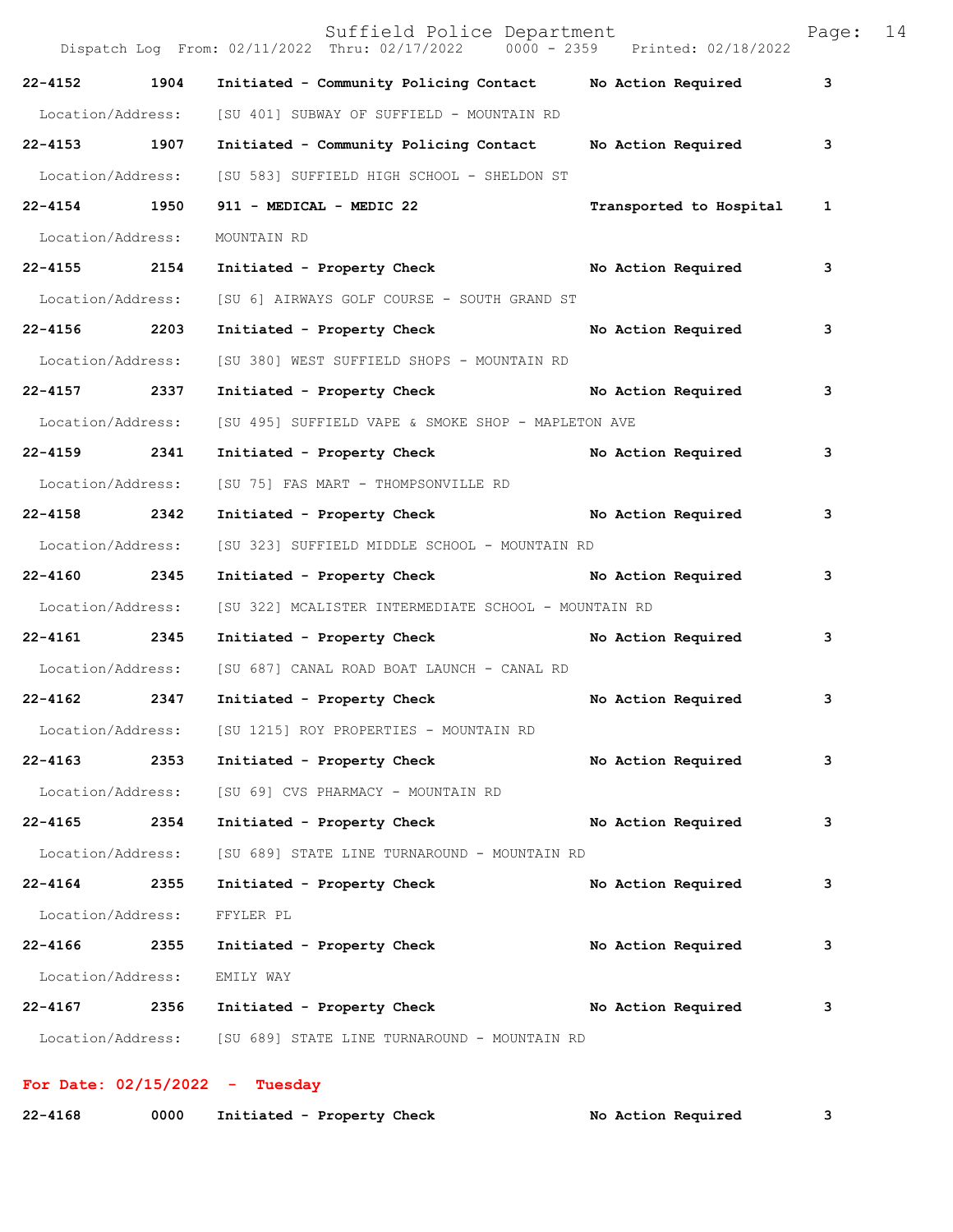| Call # | Time | Call Type | Action | Priority |
|---|---|---|---|---|
| **22-4152** | **1904** | **Initiated - Community Policing Contact** | **No Action Required** | **3** |
| Location/Address: | | [SU 401] SUBWAY OF SUFFIELD - MOUNTAIN RD | | |
| **22-4153** | **1907** | **Initiated - Community Policing Contact** | **No Action Required** | **3** |
| Location/Address: | | [SU 583] SUFFIELD HIGH SCHOOL - SHELDON ST | | |
| **22-4154** | **1950** | **911 - MEDICAL - MEDIC 22** | **Transported to Hospital** | **1** |
| Location/Address: | | MOUNTAIN RD | | |
| **22-4155** | **2154** | **Initiated - Property Check** | **No Action Required** | **3** |
| Location/Address: | | [SU 6] AIRWAYS GOLF COURSE - SOUTH GRAND ST | | |
| **22-4156** | **2203** | **Initiated - Property Check** | **No Action Required** | **3** |
| Location/Address: | | [SU 380] WEST SUFFIELD SHOPS - MOUNTAIN RD | | |
| **22-4157** | **2337** | **Initiated - Property Check** | **No Action Required** | **3** |
| Location/Address: | | [SU 495] SUFFIELD VAPE & SMOKE SHOP - MAPLETON AVE | | |
| **22-4159** | **2341** | **Initiated - Property Check** | **No Action Required** | **3** |
| Location/Address: | | [SU 75] FAS MART - THOMPSONVILLE RD | | |
| **22-4158** | **2342** | **Initiated - Property Check** | **No Action Required** | **3** |
| Location/Address: | | [SU 323] SUFFIELD MIDDLE SCHOOL - MOUNTAIN RD | | |
| **22-4160** | **2345** | **Initiated - Property Check** | **No Action Required** | **3** |
| Location/Address: | | [SU 322] MCALISTER INTERMEDIATE SCHOOL - MOUNTAIN RD | | |
| **22-4161** | **2345** | **Initiated - Property Check** | **No Action Required** | **3** |
| Location/Address: | | [SU 687] CANAL ROAD BOAT LAUNCH - CANAL RD | | |
| **22-4162** | **2347** | **Initiated - Property Check** | **No Action Required** | **3** |
| Location/Address: | | [SU 1215] ROY PROPERTIES - MOUNTAIN RD | | |
| **22-4163** | **2353** | **Initiated - Property Check** | **No Action Required** | **3** |
| Location/Address: | | [SU 69] CVS PHARMACY - MOUNTAIN RD | | |
| **22-4165** | **2354** | **Initiated - Property Check** | **No Action Required** | **3** |
| Location/Address: | | [SU 689] STATE LINE TURNAROUND - MOUNTAIN RD | | |
| **22-4164** | **2355** | **Initiated - Property Check** | **No Action Required** | **3** |
| Location/Address: | | FFYLER PL | | |
| **22-4166** | **2355** | **Initiated - Property Check** | **No Action Required** | **3** |
| Location/Address: | | EMILY WAY | | |
| **22-4167** | **2356** | **Initiated - Property Check** | **No Action Required** | **3** |
| Location/Address: | | [SU 689] STATE LINE TURNAROUND - MOUNTAIN RD | | |

**For Date: 02/15/2022 - Tuesday**

| Call # | Time | Call Type | Action | Priority |
|---|---|---|---|---|
| **22-4168** | **0000** | **Initiated - Property Check** | **No Action Required** | **3** |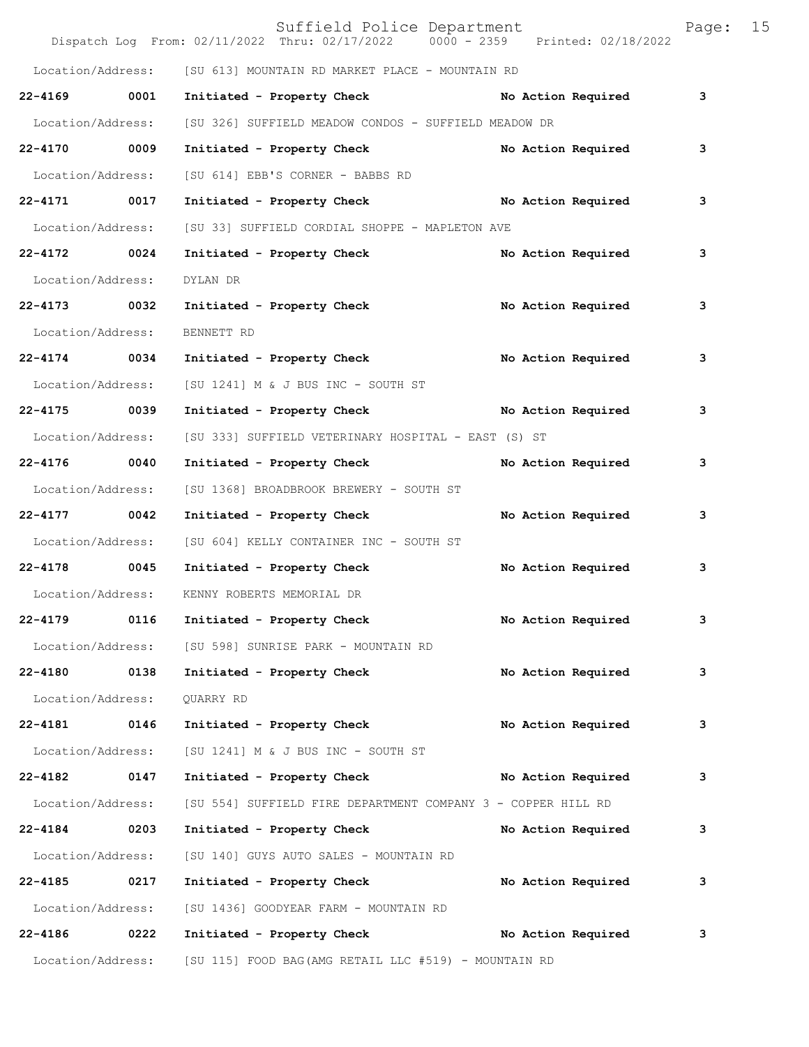Location/Address: [SU 613] MOUNTAIN RD MARKET PLACE - MOUNTAIN RD

**22-4169 0001 Initiated - Property Check No Action Required 3**

Location/Address: [SU 326] SUFFIELD MEADOW CONDOS - SUFFIELD MEADOW DR

**22-4170 0009 Initiated - Property Check No Action Required 3**

Location/Address: [SU 614] EBB'S CORNER - BABBS RD

**22-4171 0017 Initiated - Property Check No Action Required 3**

Location/Address: [SU 33] SUFFIELD CORDIAL SHOPPE - MAPLETON AVE

**22-4172 0024 Initiated - Property Check No Action Required 3**

Location/Address: DYLAN DR

**22-4173 0032 Initiated - Property Check No Action Required 3**

Location/Address: BENNETT RD

**22-4174 0034 Initiated - Property Check No Action Required 3**

Location/Address: [SU 1241] M & J BUS INC - SOUTH ST

**22-4175 0039 Initiated - Property Check No Action Required 3**

Location/Address: [SU 333] SUFFIELD VETERINARY HOSPITAL - EAST (S) ST

**22-4176 0040 Initiated - Property Check No Action Required 3**

Location/Address: [SU 1368] BROADBROOK BREWERY - SOUTH ST

**22-4177 0042 Initiated - Property Check No Action Required 3**

Location/Address: [SU 604] KELLY CONTAINER INC - SOUTH ST

**22-4178 0045 Initiated - Property Check No Action Required 3**

Location/Address: KENNY ROBERTS MEMORIAL DR

**22-4179 0116 Initiated - Property Check No Action Required 3**

Location/Address: [SU 598] SUNRISE PARK - MOUNTAIN RD

**22-4180 0138 Initiated - Property Check No Action Required 3**

Location/Address: QUARRY RD

**22-4181 0146 Initiated - Property Check No Action Required 3**

Location/Address: [SU 1241] M & J BUS INC - SOUTH ST

**22-4182 0147 Initiated - Property Check No Action Required 3**

Location/Address: [SU 554] SUFFIELD FIRE DEPARTMENT COMPANY 3 - COPPER HILL RD

**22-4184 0203 Initiated - Property Check No Action Required 3**

Location/Address: [SU 140] GUYS AUTO SALES - MOUNTAIN RD

**22-4185 0217 Initiated - Property Check No Action Required 3**

Location/Address: [SU 1436] GOODYEAR FARM - MOUNTAIN RD

**22-4186 0222 Initiated - Property Check No Action Required 3**

Location/Address: [SU 115] FOOD BAG(AMG RETAIL LLC #519) - MOUNTAIN RD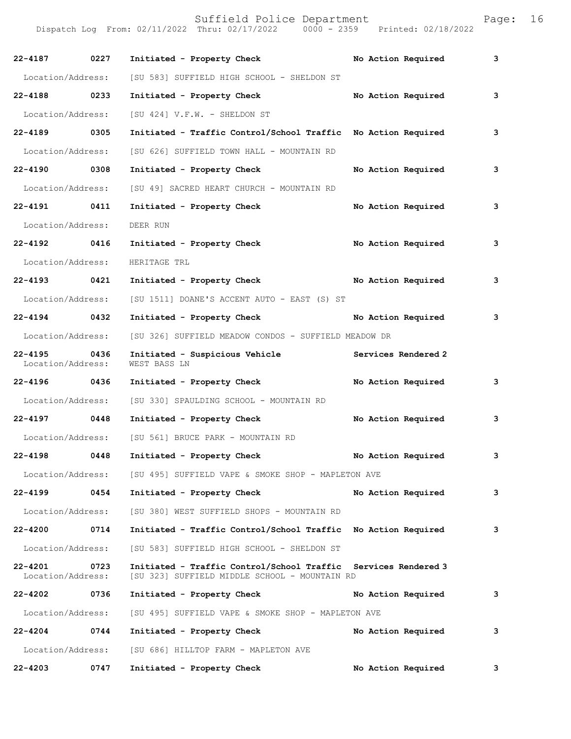| Call Number | Time | Call Reason | Action | Priority |
|---|---|---|---|---|
| 22-4187 | 0227 | Initiated - Property Check | No Action Required | 3 |
| Location/Address: | | [SU 583] SUFFIELD HIGH SCHOOL - SHELDON ST | | |
| 22-4188 | 0233 | Initiated - Property Check | No Action Required | 3 |
| Location/Address: | | [SU 424] V.F.W. - SHELDON ST | | |
| 22-4189 | 0305 | Initiated - Traffic Control/School Traffic | No Action Required | 3 |
| Location/Address: | | [SU 626] SUFFIELD TOWN HALL - MOUNTAIN RD | | |
| 22-4190 | 0308 | Initiated - Property Check | No Action Required | 3 |
| Location/Address: | | [SU 49] SACRED HEART CHURCH - MOUNTAIN RD | | |
| 22-4191 | 0411 | Initiated - Property Check | No Action Required | 3 |
| Location/Address: | | DEER RUN | | |
| 22-4192 | 0416 | Initiated - Property Check | No Action Required | 3 |
| Location/Address: | | HERITAGE TRL | | |
| 22-4193 | 0421 | Initiated - Property Check | No Action Required | 3 |
| Location/Address: | | [SU 1511] DOANE'S ACCENT AUTO - EAST (S) ST | | |
| 22-4194 | 0432 | Initiated - Property Check | No Action Required | 3 |
| Location/Address: | | [SU 326] SUFFIELD MEADOW CONDOS - SUFFIELD MEADOW DR | | |
| 22-4195 | 0436 | Initiated - Suspicious Vehicle | Services Rendered | 2 |
| Location/Address: | | WEST BASS LN | | |
| 22-4196 | 0436 | Initiated - Property Check | No Action Required | 3 |
| Location/Address: | | [SU 330] SPAULDING SCHOOL - MOUNTAIN RD | | |
| 22-4197 | 0448 | Initiated - Property Check | No Action Required | 3 |
| Location/Address: | | [SU 561] BRUCE PARK - MOUNTAIN RD | | |
| 22-4198 | 0448 | Initiated - Property Check | No Action Required | 3 |
| Location/Address: | | [SU 495] SUFFIELD VAPE & SMOKE SHOP - MAPLETON AVE | | |
| 22-4199 | 0454 | Initiated - Property Check | No Action Required | 3 |
| Location/Address: | | [SU 380] WEST SUFFIELD SHOPS - MOUNTAIN RD | | |
| 22-4200 | 0714 | Initiated - Traffic Control/School Traffic | No Action Required | 3 |
| Location/Address: | | [SU 583] SUFFIELD HIGH SCHOOL - SHELDON ST | | |
| 22-4201 | 0723 | Initiated - Traffic Control/School Traffic | Services Rendered | 3 |
| Location/Address: | | [SU 323] SUFFIELD MIDDLE SCHOOL - MOUNTAIN RD | | |
| 22-4202 | 0736 | Initiated - Property Check | No Action Required | 3 |
| Location/Address: | | [SU 495] SUFFIELD VAPE & SMOKE SHOP - MAPLETON AVE | | |
| 22-4204 | 0744 | Initiated - Property Check | No Action Required | 3 |
| Location/Address: | | [SU 686] HILLTOP FARM - MAPLETON AVE | | |
| 22-4203 | 0747 | Initiated - Property Check | No Action Required | 3 |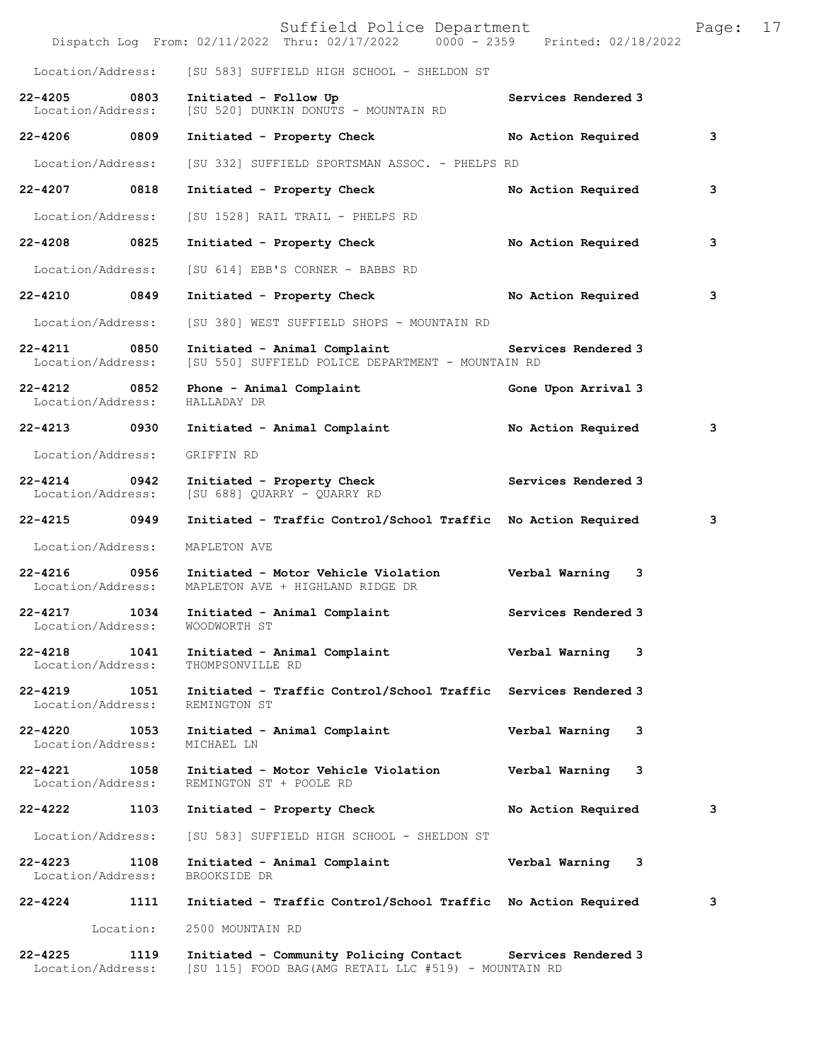Location/Address: [SU 583] SUFFIELD HIGH SCHOOL - SHELDON ST

**22-4205 0803 Initiated - Follow Up** Services Rendered 3
Location/Address: [SU 520] DUNKIN DONUTS - MOUNTAIN RD

**22-4206 0809 Initiated - Property Check No Action Required 3**

Location/Address: [SU 332] SUFFIELD SPORTSMAN ASSOC. - PHELPS RD

**22-4207 0818 Initiated - Property Check No Action Required 3**

Location/Address: [SU 1528] RAIL TRAIL - PHELPS RD

**22-4208 0825 Initiated - Property Check No Action Required 3**

Location/Address: [SU 614] EBB'S CORNER - BABBS RD

**22-4210 0849 Initiated - Property Check No Action Required 3**

Location/Address: [SU 380] WEST SUFFIELD SHOPS - MOUNTAIN RD

**22-4211 0850 Initiated - Animal Complaint** Services Rendered 3
Location/Address: [SU 550] SUFFIELD POLICE DEPARTMENT - MOUNTAIN RD

**22-4212 0852 Phone - Animal Complaint** Gone Upon Arrival 3
Location/Address: HALLADAY DR

**22-4213 0930 Initiated - Animal Complaint No Action Required 3**

Location/Address: GRIFFIN RD

**22-4214 0942 Initiated - Property Check** Services Rendered 3
Location/Address: [SU 688] QUARRY - QUARRY RD

**22-4215 0949 Initiated - Traffic Control/School Traffic No Action Required 3**

Location/Address: MAPLETON AVE

**22-4216 0956 Initiated - Motor Vehicle Violation** Verbal Warning 3
Location/Address: MAPLETON AVE + HIGHLAND RIDGE DR

**22-4217 1034 Initiated - Animal Complaint** Services Rendered 3
Location/Address: WOODWORTH ST

**22-4218 1041 Initiated - Animal Complaint** Verbal Warning 3
Location/Address: THOMPSONVILLE RD

**22-4219 1051 Initiated - Traffic Control/School Traffic** Services Rendered 3
Location/Address: REMINGTON ST

**22-4220 1053 Initiated - Animal Complaint** Verbal Warning 3
Location/Address: MICHAEL LN

**22-4221 1058 Initiated - Motor Vehicle Violation** Verbal Warning 3
Location/Address: REMINGTON ST + POOLE RD

**22-4222 1103 Initiated - Property Check No Action Required 3**

Location/Address: [SU 583] SUFFIELD HIGH SCHOOL - SHELDON ST

**22-4223 1108 Initiated - Animal Complaint** Verbal Warning 3
Location/Address: BROOKSIDE DR

**22-4224 1111 Initiated - Traffic Control/School Traffic No Action Required 3**

Location: 2500 MOUNTAIN RD

**22-4225 1119 Initiated - Community Policing Contact** Services Rendered 3
Location/Address: [SU 115] FOOD BAG(AMG RETAIL LLC #519) - MOUNTAIN RD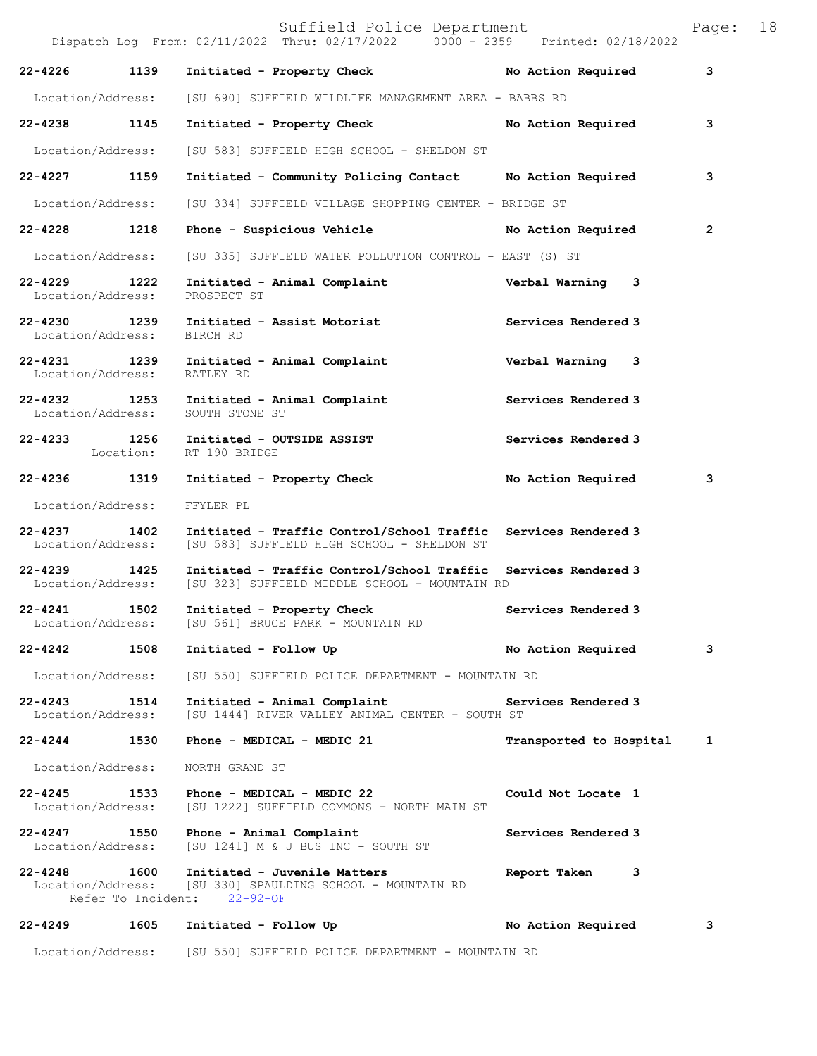| Call # | Time | Call Reason | Action | Priority |
|---|---|---|---|---|
| 22-4226 | 1139 | Initiated - Property Check | No Action Required | 3 |
| Location/Address: | | [SU 690] SUFFIELD WILDLIFE MANAGEMENT AREA - BABBS RD | | |
| 22-4238 | 1145 | Initiated - Property Check | No Action Required | 3 |
| Location/Address: | | [SU 583] SUFFIELD HIGH SCHOOL - SHELDON ST | | |
| 22-4227 | 1159 | Initiated - Community Policing Contact | No Action Required | 3 |
| Location/Address: | | [SU 334] SUFFIELD VILLAGE SHOPPING CENTER - BRIDGE ST | | |
| 22-4228 | 1218 | Phone - Suspicious Vehicle | No Action Required | 2 |
| Location/Address: | | [SU 335] SUFFIELD WATER POLLUTION CONTROL - EAST (S) ST | | |
| 22-4229 | 1222 | Initiated - Animal Complaint | Verbal Warning | 3 |
| Location/Address: | | PROSPECT ST | | |
| 22-4230 | 1239 | Initiated - Assist Motorist | Services Rendered | 3 |
| Location/Address: | | BIRCH RD | | |
| 22-4231 | 1239 | Initiated - Animal Complaint | Verbal Warning | 3 |
| Location/Address: | | RATLEY RD | | |
| 22-4232 | 1253 | Initiated - Animal Complaint | Services Rendered | 3 |
| Location/Address: | | SOUTH STONE ST | | |
| 22-4233 | 1256 | Initiated - OUTSIDE ASSIST | Services Rendered | 3 |
| Location: | | RT 190 BRIDGE | | |
| 22-4236 | 1319 | Initiated - Property Check | No Action Required | 3 |
| Location/Address: | | FFYLER PL | | |
| 22-4237 | 1402 | Initiated - Traffic Control/School Traffic | Services Rendered | 3 |
| Location/Address: | | [SU 583] SUFFIELD HIGH SCHOOL - SHELDON ST | | |
| 22-4239 | 1425 | Initiated - Traffic Control/School Traffic | Services Rendered | 3 |
| Location/Address: | | [SU 323] SUFFIELD MIDDLE SCHOOL - MOUNTAIN RD | | |
| 22-4241 | 1502 | Initiated - Property Check | Services Rendered | 3 |
| Location/Address: | | [SU 561] BRUCE PARK - MOUNTAIN RD | | |
| 22-4242 | 1508 | Initiated - Follow Up | No Action Required | 3 |
| Location/Address: | | [SU 550] SUFFIELD POLICE DEPARTMENT - MOUNTAIN RD | | |
| 22-4243 | 1514 | Initiated - Animal Complaint | Services Rendered | 3 |
| Location/Address: | | [SU 1444] RIVER VALLEY ANIMAL CENTER - SOUTH ST | | |
| 22-4244 | 1530 | Phone - MEDICAL - MEDIC 21 | Transported to Hospital | 1 |
| Location/Address: | | NORTH GRAND ST | | |
| 22-4245 | 1533 | Phone - MEDICAL - MEDIC 22 | Could Not Locate | 1 |
| Location/Address: | | [SU 1222] SUFFIELD COMMONS - NORTH MAIN ST | | |
| 22-4247 | 1550 | Phone - Animal Complaint | Services Rendered | 3 |
| Location/Address: | | [SU 1241] M & J BUS INC - SOUTH ST | | |
| 22-4248 | 1600 | Initiated - Juvenile Matters | Report Taken | 3 |
| Location/Address: | | [SU 330] SPAULDING SCHOOL - MOUNTAIN RD | | |
| Refer To Incident: | | 22-92-OF | | |
| 22-4249 | 1605 | Initiated - Follow Up | No Action Required | 3 |
| Location/Address: | | [SU 550] SUFFIELD POLICE DEPARTMENT - MOUNTAIN RD | | |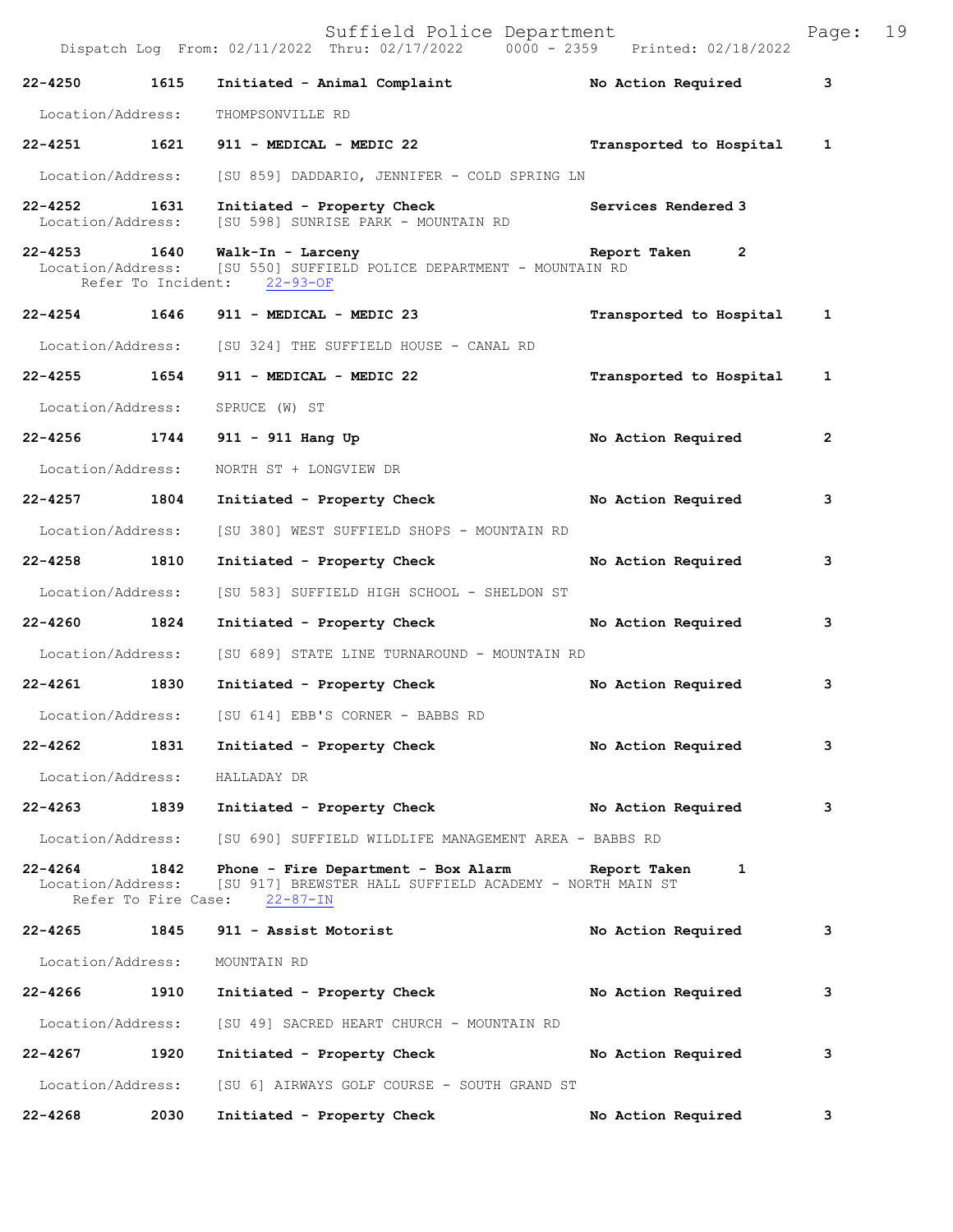**22-4250 1615 Initiated - Animal Complaint No Action Required 3**

Location/Address: THOMPSONVILLE RD

**22-4251 1621 911 - MEDICAL - MEDIC 22 Transported to Hospital 1**

Location/Address: [SU 859] DADDARIO, JENNIFER - COLD SPRING LN

**22-4252 1631 Initiated - Property Check Services Rendered 3**
Location/Address: [SU 598] SUNRISE PARK - MOUNTAIN RD

**22-4253 1640 Walk-In - Larceny Report Taken 2**
Location/Address: [SU 550] SUFFIELD POLICE DEPARTMENT - MOUNTAIN RD
Refer To Incident: 22-93-OF

**22-4254 1646 911 - MEDICAL - MEDIC 23 Transported to Hospital 1**

Location/Address: [SU 324] THE SUFFIELD HOUSE - CANAL RD

**22-4255 1654 911 - MEDICAL - MEDIC 22 Transported to Hospital 1**

Location/Address: SPRUCE (W) ST

**22-4256 1744 911 - 911 Hang Up No Action Required 2**

Location/Address: NORTH ST + LONGVIEW DR

**22-4257 1804 Initiated - Property Check No Action Required 3**

Location/Address: [SU 380] WEST SUFFIELD SHOPS - MOUNTAIN RD

**22-4258 1810 Initiated - Property Check No Action Required 3**

Location/Address: [SU 583] SUFFIELD HIGH SCHOOL - SHELDON ST

**22-4260 1824 Initiated - Property Check No Action Required 3**

Location/Address: [SU 689] STATE LINE TURNAROUND - MOUNTAIN RD

**22-4261 1830 Initiated - Property Check No Action Required 3**

Location/Address: [SU 614] EBB'S CORNER - BABBS RD

**22-4262 1831 Initiated - Property Check No Action Required 3**

Location/Address: HALLADAY DR

**22-4263 1839 Initiated - Property Check No Action Required 3**

Location/Address: [SU 690] SUFFIELD WILDLIFE MANAGEMENT AREA - BABBS RD

**22-4264 1842 Phone - Fire Department - Box Alarm Report Taken 1**
Location/Address: [SU 917] BREWSTER HALL SUFFIELD ACADEMY - NORTH MAIN ST
Refer To Fire Case: 22-87-IN

**22-4265 1845 911 - Assist Motorist No Action Required 3**

Location/Address: MOUNTAIN RD

**22-4266 1910 Initiated - Property Check No Action Required 3**

Location/Address: [SU 49] SACRED HEART CHURCH - MOUNTAIN RD

**22-4267 1920 Initiated - Property Check No Action Required 3**

Location/Address: [SU 6] AIRWAYS GOLF COURSE - SOUTH GRAND ST

**22-4268 2030 Initiated - Property Check No Action Required 3**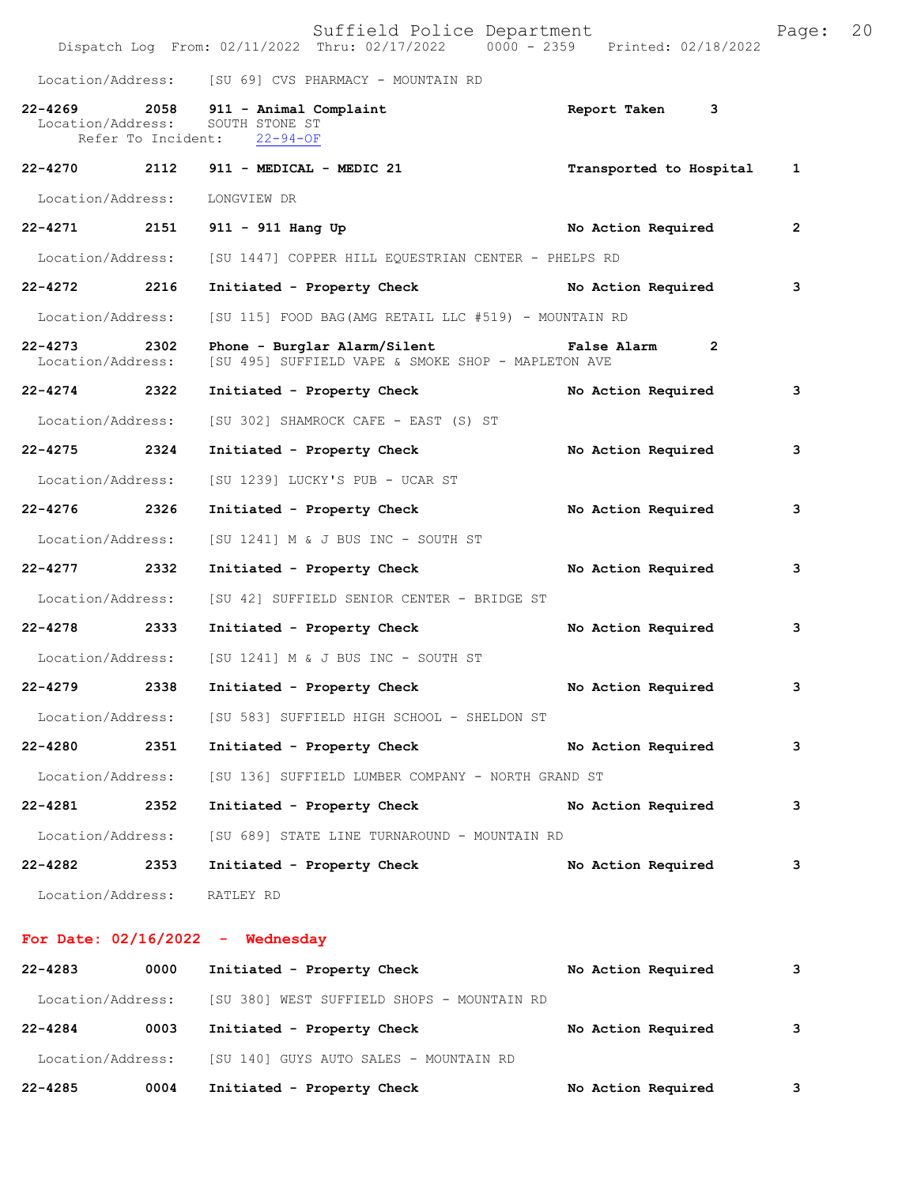Location/Address: [SU 69] CVS PHARMACY - MOUNTAIN RD

**22-4269 2058 911 - Animal Complaint** **Report Taken 3**
Location/Address: SOUTH STONE ST
Refer To Incident: 22-94-OF

**22-4270 2112 911 - MEDICAL - MEDIC 21** **Transported to Hospital 1**
Location/Address: LONGVIEW DR

**22-4271 2151 911 - 911 Hang Up** **No Action Required 2**
Location/Address: [SU 1447] COPPER HILL EQUESTRIAN CENTER - PHELPS RD

**22-4272 2216 Initiated - Property Check** **No Action Required 3**
Location/Address: [SU 115] FOOD BAG(AMG RETAIL LLC #519) - MOUNTAIN RD

**22-4273 2302 Phone - Burglar Alarm/Silent** **False Alarm 2**
Location/Address: [SU 495] SUFFIELD VAPE & SMOKE SHOP - MAPLETON AVE

**22-4274 2322 Initiated - Property Check** **No Action Required 3**
Location/Address: [SU 302] SHAMROCK CAFE - EAST (S) ST

**22-4275 2324 Initiated - Property Check** **No Action Required 3**
Location/Address: [SU 1239] LUCKY'S PUB - UCAR ST

**22-4276 2326 Initiated - Property Check** **No Action Required 3**
Location/Address: [SU 1241] M & J BUS INC - SOUTH ST

**22-4277 2332 Initiated - Property Check** **No Action Required 3**
Location/Address: [SU 42] SUFFIELD SENIOR CENTER - BRIDGE ST

**22-4278 2333 Initiated - Property Check** **No Action Required 3**
Location/Address: [SU 1241] M & J BUS INC - SOUTH ST

**22-4279 2338 Initiated - Property Check** **No Action Required 3**
Location/Address: [SU 583] SUFFIELD HIGH SCHOOL - SHELDON ST

**22-4280 2351 Initiated - Property Check** **No Action Required 3**
Location/Address: [SU 136] SUFFIELD LUMBER COMPANY - NORTH GRAND ST

**22-4281 2352 Initiated - Property Check** **No Action Required 3**
Location/Address: [SU 689] STATE LINE TURNAROUND - MOUNTAIN RD

**22-4282 2353 Initiated - Property Check** **No Action Required 3**
Location/Address: RATLEY RD

## For Date: 02/16/2022 - Wednesday

**22-4283 0000 Initiated - Property Check** **No Action Required 3**
Location/Address: [SU 380] WEST SUFFIELD SHOPS - MOUNTAIN RD

**22-4284 0003 Initiated - Property Check** **No Action Required 3**
Location/Address: [SU 140] GUYS AUTO SALES - MOUNTAIN RD

**22-4285 0004 Initiated - Property Check** **No Action Required 3**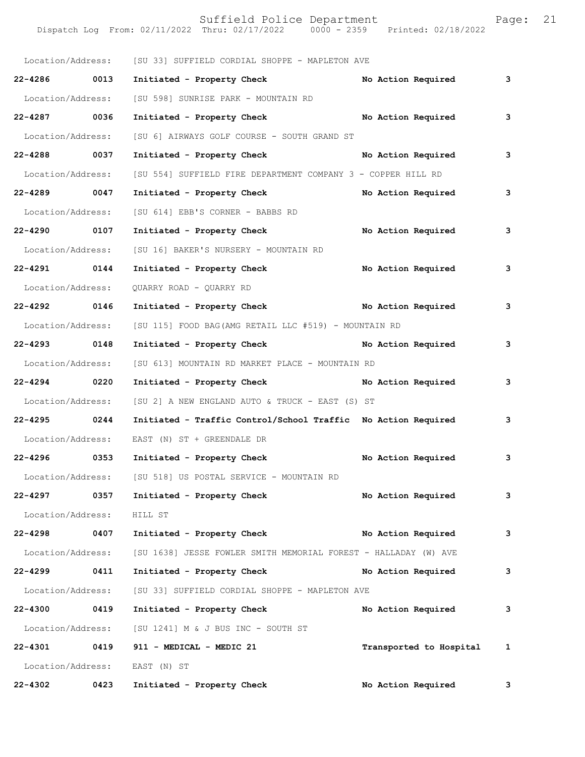Location/Address: [SU 33] SUFFIELD CORDIAL SHOPPE - MAPLETON AVE

**22-4286 0013 Initiated - Property Check No Action Required 3**

Location/Address: [SU 598] SUNRISE PARK - MOUNTAIN RD

**22-4287 0036 Initiated - Property Check No Action Required 3**

Location/Address: [SU 6] AIRWAYS GOLF COURSE - SOUTH GRAND ST

**22-4288 0037 Initiated - Property Check No Action Required 3**

Location/Address: [SU 554] SUFFIELD FIRE DEPARTMENT COMPANY 3 - COPPER HILL RD

**22-4289 0047 Initiated - Property Check No Action Required 3**

Location/Address: [SU 614] EBB'S CORNER - BABBS RD

**22-4290 0107 Initiated - Property Check No Action Required 3**

Location/Address: [SU 16] BAKER'S NURSERY - MOUNTAIN RD

**22-4291 0144 Initiated - Property Check No Action Required 3**

Location/Address: QUARRY ROAD - QUARRY RD

**22-4292 0146 Initiated - Property Check No Action Required 3**

Location/Address: [SU 115] FOOD BAG(AMG RETAIL LLC #519) - MOUNTAIN RD

**22-4293 0148 Initiated - Property Check No Action Required 3**

Location/Address: [SU 613] MOUNTAIN RD MARKET PLACE - MOUNTAIN RD

**22-4294 0220 Initiated - Property Check No Action Required 3**

Location/Address: [SU 2] A NEW ENGLAND AUTO & TRUCK - EAST (S) ST

**22-4295 0244 Initiated - Traffic Control/School Traffic No Action Required 3**

Location/Address: EAST (N) ST + GREENDALE DR

**22-4296 0353 Initiated - Property Check No Action Required 3**

Location/Address: [SU 518] US POSTAL SERVICE - MOUNTAIN RD

**22-4297 0357 Initiated - Property Check No Action Required 3**

Location/Address: HILL ST

**22-4298 0407 Initiated - Property Check No Action Required 3**

Location/Address: [SU 1638] JESSE FOWLER SMITH MEMORIAL FOREST - HALLADAY (W) AVE

**22-4299 0411 Initiated - Property Check No Action Required 3**

Location/Address: [SU 33] SUFFIELD CORDIAL SHOPPE - MAPLETON AVE

**22-4300 0419 Initiated - Property Check No Action Required 3**

Location/Address: [SU 1241] M & J BUS INC - SOUTH ST

**22-4301 0419 911 - MEDICAL - MEDIC 21 Transported to Hospital 1**

Location/Address: EAST (N) ST

**22-4302 0423 Initiated - Property Check No Action Required 3**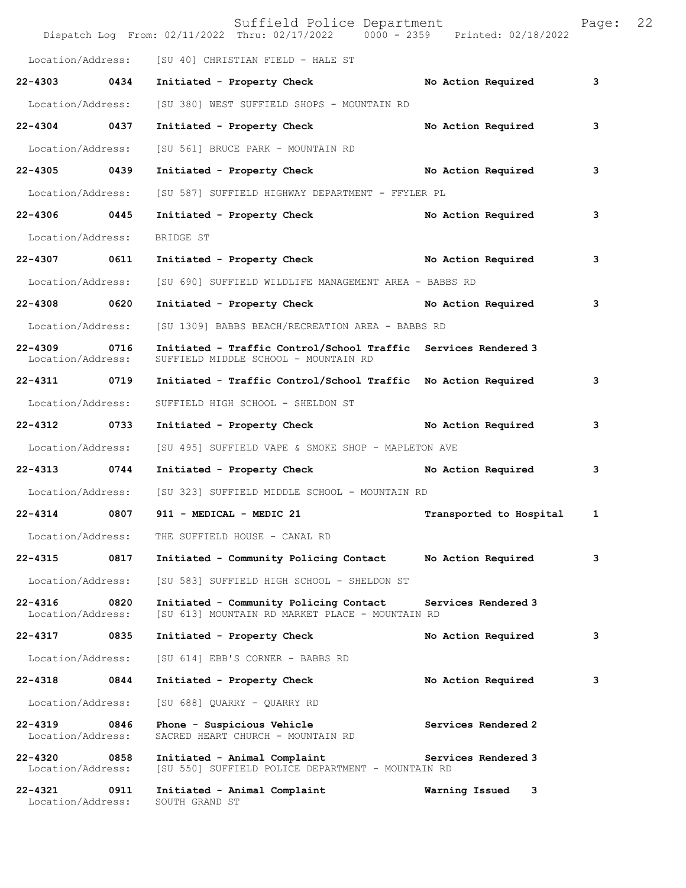Location/Address: [SU 40] CHRISTIAN FIELD - HALE ST

**22-4303 0434 Initiated - Property Check No Action Required 3**

Location/Address: [SU 380] WEST SUFFIELD SHOPS - MOUNTAIN RD

**22-4304 0437 Initiated - Property Check No Action Required 3**

Location/Address: [SU 561] BRUCE PARK - MOUNTAIN RD

**22-4305 0439 Initiated - Property Check No Action Required 3**

Location/Address: [SU 587] SUFFIELD HIGHWAY DEPARTMENT - FFYLER PL

**22-4306 0445 Initiated - Property Check No Action Required 3**

Location/Address: BRIDGE ST

**22-4307 0611 Initiated - Property Check No Action Required 3**

Location/Address: [SU 690] SUFFIELD WILDLIFE MANAGEMENT AREA - BABBS RD

**22-4308 0620 Initiated - Property Check No Action Required 3**

Location/Address: [SU 1309] BABBS BEACH/RECREATION AREA - BABBS RD

**22-4309 0716 Initiated - Traffic Control/School Traffic Services Rendered 3**
Location/Address: SUFFIELD MIDDLE SCHOOL - MOUNTAIN RD

**22-4311 0719 Initiated - Traffic Control/School Traffic No Action Required 3**

Location/Address: SUFFIELD HIGH SCHOOL - SHELDON ST

**22-4312 0733 Initiated - Property Check No Action Required 3**

Location/Address: [SU 495] SUFFIELD VAPE & SMOKE SHOP - MAPLETON AVE

**22-4313 0744 Initiated - Property Check No Action Required 3**

Location/Address: [SU 323] SUFFIELD MIDDLE SCHOOL - MOUNTAIN RD

**22-4314 0807 911 - MEDICAL - MEDIC 21 Transported to Hospital 1**

Location/Address: THE SUFFIELD HOUSE - CANAL RD

**22-4315 0817 Initiated - Community Policing Contact No Action Required 3**

Location/Address: [SU 583] SUFFIELD HIGH SCHOOL - SHELDON ST

**22-4316 0820 Initiated - Community Policing Contact Services Rendered 3**
Location/Address: [SU 613] MOUNTAIN RD MARKET PLACE - MOUNTAIN RD

**22-4317 0835 Initiated - Property Check No Action Required 3**

Location/Address: [SU 614] EBB'S CORNER - BABBS RD

**22-4318 0844 Initiated - Property Check No Action Required 3**

Location/Address: [SU 688] QUARRY - QUARRY RD

**22-4319 0846 Phone - Suspicious Vehicle Services Rendered 2**
Location/Address: SACRED HEART CHURCH - MOUNTAIN RD

**22-4320 0858 Initiated - Animal Complaint Services Rendered 3**
Location/Address: [SU 550] SUFFIELD POLICE DEPARTMENT - MOUNTAIN RD

**22-4321 0911 Initiated - Animal Complaint Warning Issued 3**
Location/Address: SOUTH GRAND ST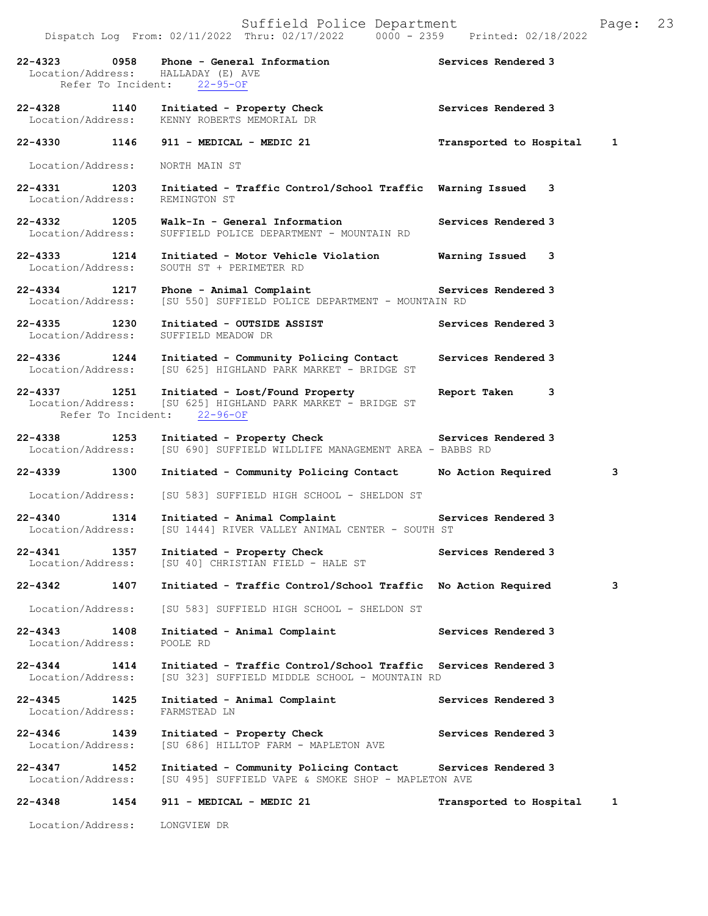Dispatch Log From: 02/11/2022 Thru: 02/17/2022 0000 - 2359 Printed: 02/18/2022

**22-4323 0958 Phone - General Information** Services Rendered 3
Location/Address: HALLADAY (E) AVE
Refer To Incident: 22-95-OF

**22-4328 1140 Initiated - Property Check** Services Rendered 3
Location/Address: KENNY ROBERTS MEMORIAL DR

**22-4330 1146 911 - MEDICAL - MEDIC 21** **Transported to Hospital 1**
Location/Address: NORTH MAIN ST

**22-4331 1203 Initiated - Traffic Control/School Traffic** Warning Issued 3
Location/Address: REMINGTON ST

**22-4332 1205 Walk-In - General Information** Services Rendered 3
Location/Address: SUFFIELD POLICE DEPARTMENT - MOUNTAIN RD

**22-4333 1214 Initiated - Motor Vehicle Violation** Warning Issued 3
Location/Address: SOUTH ST + PERIMETER RD

**22-4334 1217 Phone - Animal Complaint** Services Rendered 3
Location/Address: [SU 550] SUFFIELD POLICE DEPARTMENT - MOUNTAIN RD

**22-4335 1230 Initiated - OUTSIDE ASSIST** Services Rendered 3
Location/Address: SUFFIELD MEADOW DR

**22-4336 1244 Initiated - Community Policing Contact** Services Rendered 3
Location/Address: [SU 625] HIGHLAND PARK MARKET - BRIDGE ST

**22-4337 1251 Initiated - Lost/Found Property** Report Taken 3
Location/Address: [SU 625] HIGHLAND PARK MARKET - BRIDGE ST
Refer To Incident: 22-96-OF

**22-4338 1253 Initiated - Property Check** Services Rendered 3
Location/Address: [SU 690] SUFFIELD WILDLIFE MANAGEMENT AREA - BABBS RD

**22-4339 1300 Initiated - Community Policing Contact** **No Action Required 3**
Location/Address: [SU 583] SUFFIELD HIGH SCHOOL - SHELDON ST

**22-4340 1314 Initiated - Animal Complaint** Services Rendered 3
Location/Address: [SU 1444] RIVER VALLEY ANIMAL CENTER - SOUTH ST

**22-4341 1357 Initiated - Property Check** Services Rendered 3
Location/Address: [SU 40] CHRISTIAN FIELD - HALE ST

**22-4342 1407 Initiated - Traffic Control/School Traffic** **No Action Required 3**
Location/Address: [SU 583] SUFFIELD HIGH SCHOOL - SHELDON ST

**22-4343 1408 Initiated - Animal Complaint** Services Rendered 3
Location/Address: POOLE RD

**22-4344 1414 Initiated - Traffic Control/School Traffic** Services Rendered 3
Location/Address: [SU 323] SUFFIELD MIDDLE SCHOOL - MOUNTAIN RD

**22-4345 1425 Initiated - Animal Complaint** Services Rendered 3
Location/Address: FARMSTEAD LN

**22-4346 1439 Initiated - Property Check** Services Rendered 3
Location/Address: [SU 686] HILLTOP FARM - MAPLETON AVE

**22-4347 1452 Initiated - Community Policing Contact** Services Rendered 3
Location/Address: [SU 495] SUFFIELD VAPE & SMOKE SHOP - MAPLETON AVE

**22-4348 1454 911 - MEDICAL - MEDIC 21** **Transported to Hospital 1**
Location/Address: LONGVIEW DR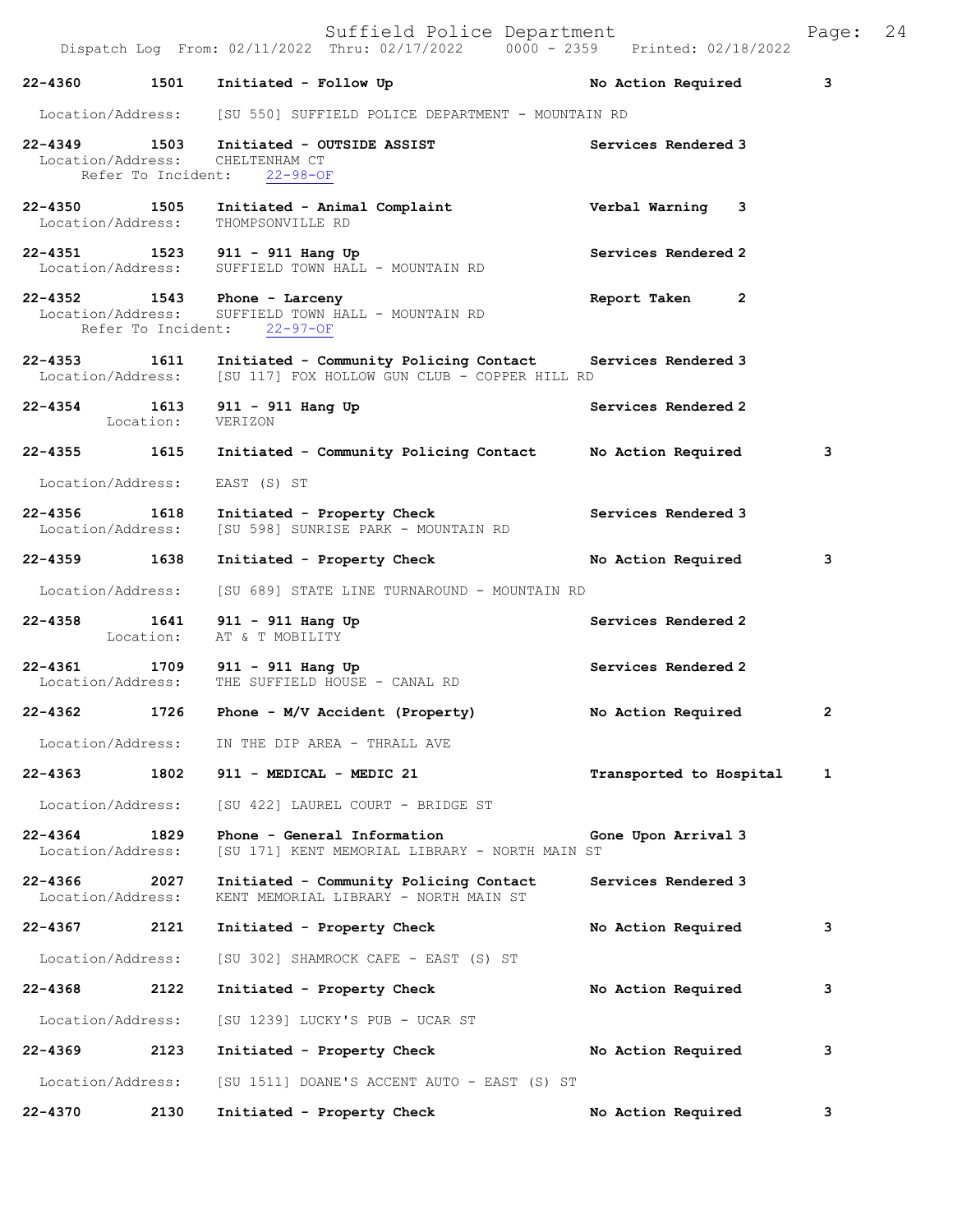| Call Number | Time | Call Reason | Action | Priority |
|---|---|---|---|---|
| 22-4360 | 1501 | Initiated - Follow Up | No Action Required | 3 |
| Location/Address: | | [SU 550] SUFFIELD POLICE DEPARTMENT - MOUNTAIN RD | | |
| 22-4349 | 1503 | Initiated - OUTSIDE ASSIST | Services Rendered | 3 |
| Location/Address: | | CHELTENHAM CT | | |
| Refer To Incident: | | 22-98-OF | | |
| 22-4350 | 1505 | Initiated - Animal Complaint | Verbal Warning | 3 |
| Location/Address: | | THOMPSONVILLE RD | | |
| 22-4351 | 1523 | 911 - 911 Hang Up | Services Rendered | 2 |
| Location/Address: | | SUFFIELD TOWN HALL - MOUNTAIN RD | | |
| 22-4352 | 1543 | Phone - Larceny | Report Taken | 2 |
| Location/Address: | | SUFFIELD TOWN HALL - MOUNTAIN RD | | |
| Refer To Incident: | | 22-97-OF | | |
| 22-4353 | 1611 | Initiated - Community Policing Contact | Services Rendered | 3 |
| Location/Address: | | [SU 117] FOX HOLLOW GUN CLUB - COPPER HILL RD | | |
| 22-4354 | 1613 | 911 - 911 Hang Up | Services Rendered | 2 |
| Location: | | VERIZON | | |
| 22-4355 | 1615 | Initiated - Community Policing Contact | No Action Required | 3 |
| Location/Address: | | EAST (S) ST | | |
| 22-4356 | 1618 | Initiated - Property Check | Services Rendered | 3 |
| Location/Address: | | [SU 598] SUNRISE PARK - MOUNTAIN RD | | |
| 22-4359 | 1638 | Initiated - Property Check | No Action Required | 3 |
| Location/Address: | | [SU 689] STATE LINE TURNAROUND - MOUNTAIN RD | | |
| 22-4358 | 1641 | 911 - 911 Hang Up | Services Rendered | 2 |
| Location: | | AT & T MOBILITY | | |
| 22-4361 | 1709 | 911 - 911 Hang Up | Services Rendered | 2 |
| Location/Address: | | THE SUFFIELD HOUSE - CANAL RD | | |
| 22-4362 | 1726 | Phone - M/V Accident (Property) | No Action Required | 2 |
| Location/Address: | | IN THE DIP AREA - THRALL AVE | | |
| 22-4363 | 1802 | 911 - MEDICAL - MEDIC 21 | Transported to Hospital | 1 |
| Location/Address: | | [SU 422] LAUREL COURT - BRIDGE ST | | |
| 22-4364 | 1829 | Phone - General Information | Gone Upon Arrival | 3 |
| Location/Address: | | [SU 171] KENT MEMORIAL LIBRARY - NORTH MAIN ST | | |
| 22-4366 | 2027 | Initiated - Community Policing Contact | Services Rendered | 3 |
| Location/Address: | | KENT MEMORIAL LIBRARY - NORTH MAIN ST | | |
| 22-4367 | 2121 | Initiated - Property Check | No Action Required | 3 |
| Location/Address: | | [SU 302] SHAMROCK CAFE - EAST (S) ST | | |
| 22-4368 | 2122 | Initiated - Property Check | No Action Required | 3 |
| Location/Address: | | [SU 1239] LUCKY'S PUB - UCAR ST | | |
| 22-4369 | 2123 | Initiated - Property Check | No Action Required | 3 |
| Location/Address: | | [SU 1511] DOANE'S ACCENT AUTO - EAST (S) ST | | |
| 22-4370 | 2130 | Initiated - Property Check | No Action Required | 3 |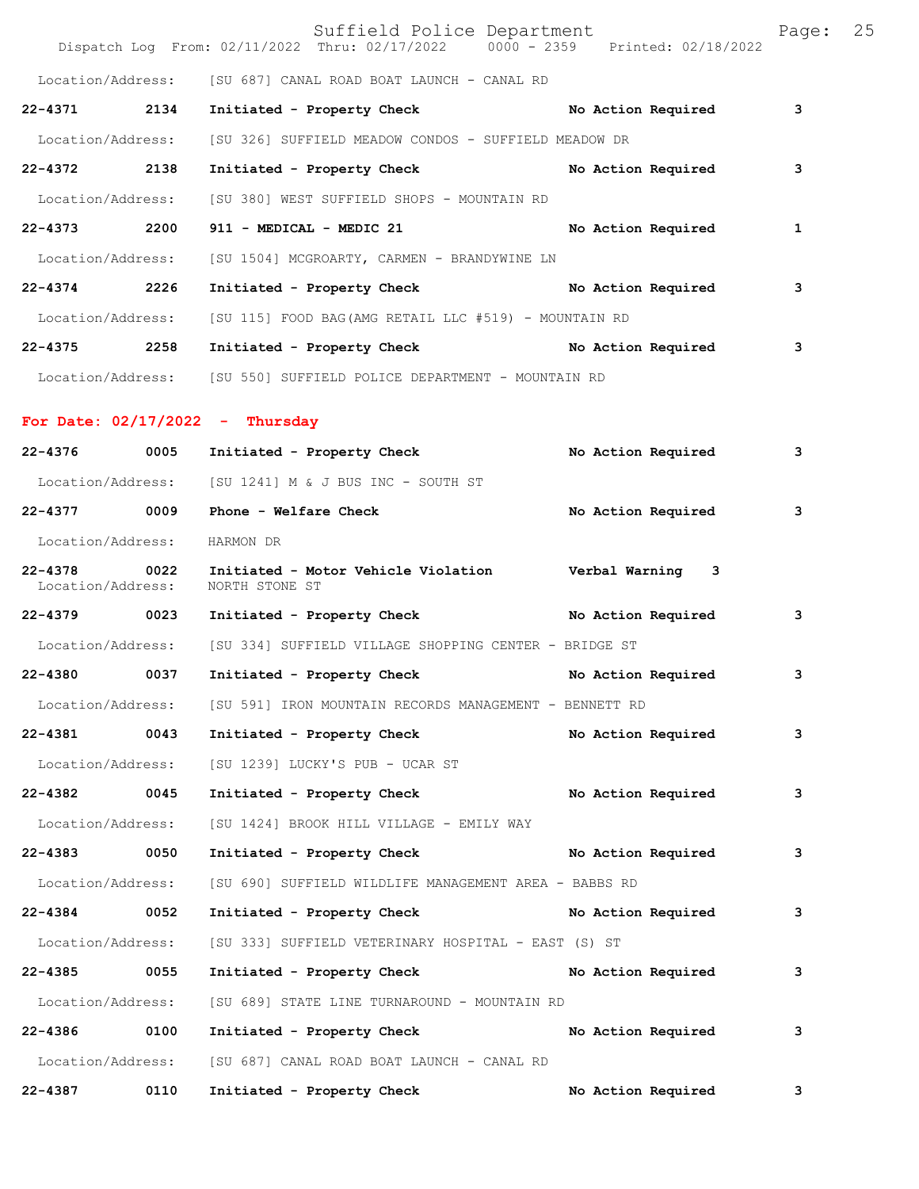Location/Address: [SU 687] CANAL ROAD BOAT LAUNCH - CANAL RD

**22-4371 2134 Initiated - Property Check No Action Required 3**

Location/Address: [SU 326] SUFFIELD MEADOW CONDOS - SUFFIELD MEADOW DR

**22-4372 2138 Initiated - Property Check No Action Required 3**

Location/Address: [SU 380] WEST SUFFIELD SHOPS - MOUNTAIN RD

**22-4373 2200 911 - MEDICAL - MEDIC 21 No Action Required 1**

Location/Address: [SU 1504] MCGROARTY, CARMEN - BRANDYWINE LN

**22-4374 2226 Initiated - Property Check No Action Required 3**

Location/Address: [SU 115] FOOD BAG(AMG RETAIL LLC #519) - MOUNTAIN RD

**22-4375 2258 Initiated - Property Check No Action Required 3**

Location/Address: [SU 550] SUFFIELD POLICE DEPARTMENT - MOUNTAIN RD

## For Date: 02/17/2022 - Thursday

**22-4376 0005 Initiated - Property Check No Action Required 3**

Location/Address: [SU 1241] M & J BUS INC - SOUTH ST

**22-4377 0009 Phone - Welfare Check No Action Required 3**

Location/Address: HARMON DR

**22-4378 0022 Initiated - Motor Vehicle Violation Verbal Warning 3**

Location/Address: NORTH STONE ST

**22-4379 0023 Initiated - Property Check No Action Required 3**

Location/Address: [SU 334] SUFFIELD VILLAGE SHOPPING CENTER - BRIDGE ST

**22-4380 0037 Initiated - Property Check No Action Required 3**

Location/Address: [SU 591] IRON MOUNTAIN RECORDS MANAGEMENT - BENNETT RD

**22-4381 0043 Initiated - Property Check No Action Required 3**

Location/Address: [SU 1239] LUCKY'S PUB - UCAR ST

**22-4382 0045 Initiated - Property Check No Action Required 3**

Location/Address: [SU 1424] BROOK HILL VILLAGE - EMILY WAY

**22-4383 0050 Initiated - Property Check No Action Required 3**

Location/Address: [SU 690] SUFFIELD WILDLIFE MANAGEMENT AREA - BABBS RD

**22-4384 0052 Initiated - Property Check No Action Required 3**

Location/Address: [SU 333] SUFFIELD VETERINARY HOSPITAL - EAST (S) ST

**22-4385 0055 Initiated - Property Check No Action Required 3**

Location/Address: [SU 689] STATE LINE TURNAROUND - MOUNTAIN RD

**22-4386 0100 Initiated - Property Check No Action Required 3**

Location/Address: [SU 687] CANAL ROAD BOAT LAUNCH - CANAL RD

**22-4387 0110 Initiated - Property Check No Action Required 3**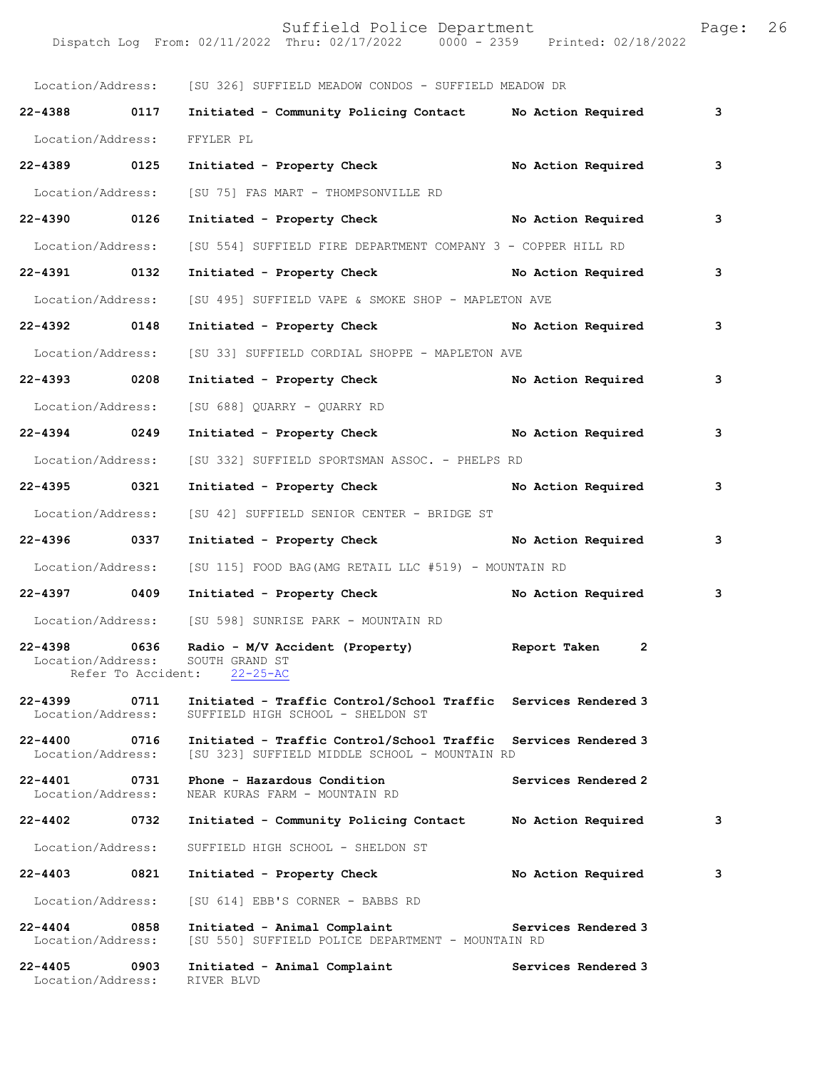Location/Address: [SU 326] SUFFIELD MEADOW CONDOS - SUFFIELD MEADOW DR

**22-4388 0117 Initiated - Community Policing Contact No Action Required 3**

Location/Address: FFYLER PL

**22-4389 0125 Initiated - Property Check No Action Required 3**

Location/Address: [SU 75] FAS MART - THOMPSONVILLE RD

**22-4390 0126 Initiated - Property Check No Action Required 3**

Location/Address: [SU 554] SUFFIELD FIRE DEPARTMENT COMPANY 3 - COPPER HILL RD

**22-4391 0132 Initiated - Property Check No Action Required 3**

Location/Address: [SU 495] SUFFIELD VAPE & SMOKE SHOP - MAPLETON AVE

**22-4392 0148 Initiated - Property Check No Action Required 3**

Location/Address: [SU 33] SUFFIELD CORDIAL SHOPPE - MAPLETON AVE

**22-4393 0208 Initiated - Property Check No Action Required 3**

Location/Address: [SU 688] QUARRY - QUARRY RD

**22-4394 0249 Initiated - Property Check No Action Required 3**

Location/Address: [SU 332] SUFFIELD SPORTSMAN ASSOC. - PHELPS RD

**22-4395 0321 Initiated - Property Check No Action Required 3**

Location/Address: [SU 42] SUFFIELD SENIOR CENTER - BRIDGE ST

**22-4396 0337 Initiated - Property Check No Action Required 3**

Location/Address: [SU 115] FOOD BAG(AMG RETAIL LLC #519) - MOUNTAIN RD

**22-4397 0409 Initiated - Property Check No Action Required 3**

Location/Address: [SU 598] SUNRISE PARK - MOUNTAIN RD

**22-4398 0636 Radio - M/V Accident (Property) Report Taken 2**
Location/Address: SOUTH GRAND ST
Refer To Accident: 22-25-AC

**22-4399 0711 Initiated - Traffic Control/School Traffic Services Rendered 3**
Location/Address: SUFFIELD HIGH SCHOOL - SHELDON ST

**22-4400 0716 Initiated - Traffic Control/School Traffic Services Rendered 3**
Location/Address: [SU 323] SUFFIELD MIDDLE SCHOOL - MOUNTAIN RD

**22-4401 0731 Phone - Hazardous Condition Services Rendered 2**
Location/Address: NEAR KURAS FARM - MOUNTAIN RD

**22-4402 0732 Initiated - Community Policing Contact No Action Required 3**

Location/Address: SUFFIELD HIGH SCHOOL - SHELDON ST

**22-4403 0821 Initiated - Property Check No Action Required 3**

Location/Address: [SU 614] EBB'S CORNER - BABBS RD

**22-4404 0858 Initiated - Animal Complaint Services Rendered 3**
Location/Address: [SU 550] SUFFIELD POLICE DEPARTMENT - MOUNTAIN RD

**22-4405 0903 Initiated - Animal Complaint Services Rendered 3**
Location/Address: RIVER BLVD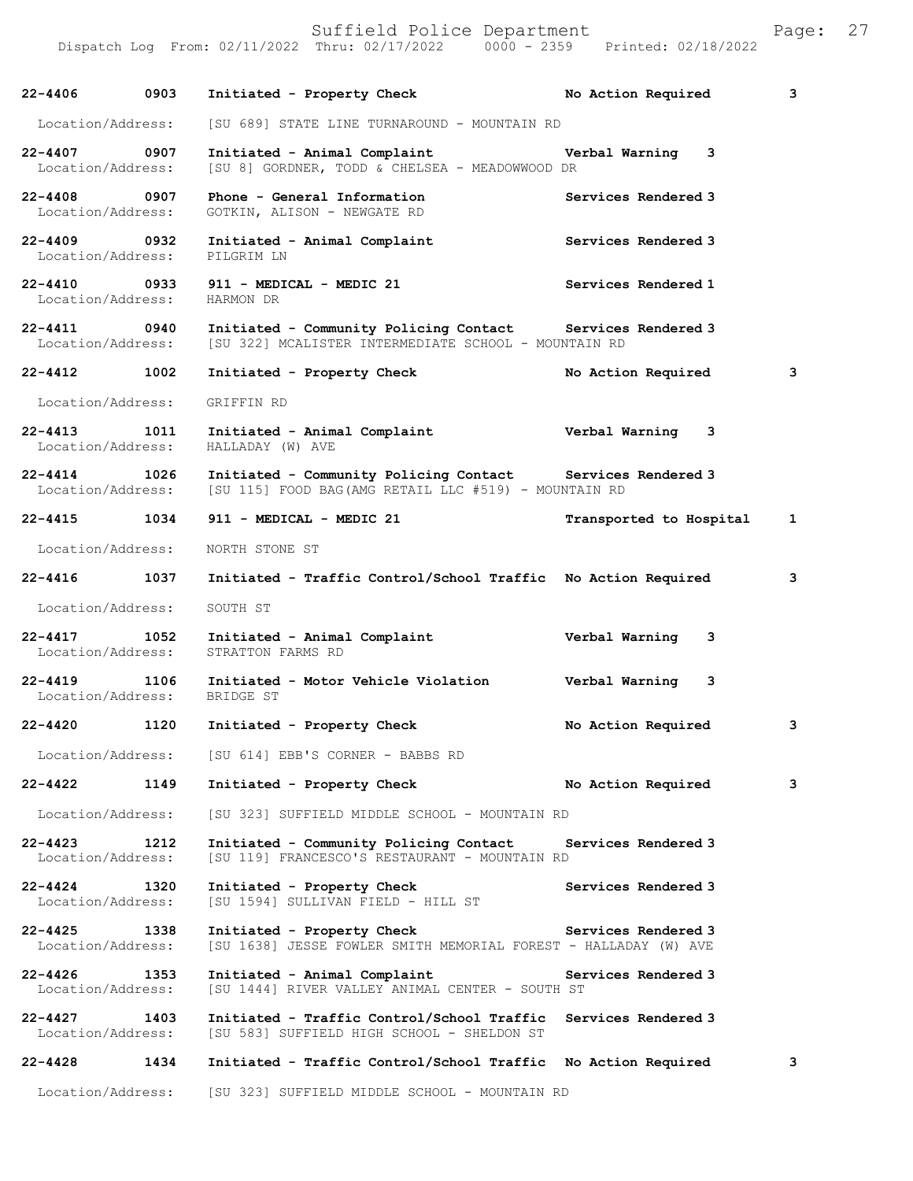| Call | Time | Call Reason | Action | Priority |
|---|---|---|---|---|
| 22-4406 | 0903 | Initiated - Property Check | No Action Required | 3 |
| Location/Address: | | [SU 689] STATE LINE TURNAROUND - MOUNTAIN RD | | |
| 22-4407 | 0907 | Initiated - Animal Complaint | Verbal Warning | 3 |
| Location/Address: | | [SU 8] GORDNER, TODD & CHELSEA - MEADOWWOOD DR | | |
| 22-4408 | 0907 | Phone - General Information | Services Rendered | 3 |
| Location/Address: | | GOTKIN, ALISON - NEWGATE RD | | |
| 22-4409 | 0932 | Initiated - Animal Complaint | Services Rendered | 3 |
| Location/Address: | | PILGRIM LN | | |
| 22-4410 | 0933 | 911 - MEDICAL - MEDIC 21 | Services Rendered | 1 |
| Location/Address: | | HARMON DR | | |
| 22-4411 | 0940 | Initiated - Community Policing Contact | Services Rendered | 3 |
| Location/Address: | | [SU 322] MCALISTER INTERMEDIATE SCHOOL - MOUNTAIN RD | | |
| 22-4412 | 1002 | Initiated - Property Check | No Action Required | 3 |
| Location/Address: | | GRIFFIN RD | | |
| 22-4413 | 1011 | Initiated - Animal Complaint | Verbal Warning | 3 |
| Location/Address: | | HALLADAY (W) AVE | | |
| 22-4414 | 1026 | Initiated - Community Policing Contact | Services Rendered | 3 |
| Location/Address: | | [SU 115] FOOD BAG(AMG RETAIL LLC #519) - MOUNTAIN RD | | |
| 22-4415 | 1034 | 911 - MEDICAL - MEDIC 21 | Transported to Hospital | 1 |
| Location/Address: | | NORTH STONE ST | | |
| 22-4416 | 1037 | Initiated - Traffic Control/School Traffic | No Action Required | 3 |
| Location/Address: | | SOUTH ST | | |
| 22-4417 | 1052 | Initiated - Animal Complaint | Verbal Warning | 3 |
| Location/Address: | | STRATTON FARMS RD | | |
| 22-4419 | 1106 | Initiated - Motor Vehicle Violation | Verbal Warning | 3 |
| Location/Address: | | BRIDGE ST | | |
| 22-4420 | 1120 | Initiated - Property Check | No Action Required | 3 |
| Location/Address: | | [SU 614] EBB'S CORNER - BABBS RD | | |
| 22-4422 | 1149 | Initiated - Property Check | No Action Required | 3 |
| Location/Address: | | [SU 323] SUFFIELD MIDDLE SCHOOL - MOUNTAIN RD | | |
| 22-4423 | 1212 | Initiated - Community Policing Contact | Services Rendered | 3 |
| Location/Address: | | [SU 119] FRANCESCO'S RESTAURANT - MOUNTAIN RD | | |
| 22-4424 | 1320 | Initiated - Property Check | Services Rendered | 3 |
| Location/Address: | | [SU 1594] SULLIVAN FIELD - HILL ST | | |
| 22-4425 | 1338 | Initiated - Property Check | Services Rendered | 3 |
| Location/Address: | | [SU 1638] JESSE FOWLER SMITH MEMORIAL FOREST - HALLADAY (W) AVE | | |
| 22-4426 | 1353 | Initiated - Animal Complaint | Services Rendered | 3 |
| Location/Address: | | [SU 1444] RIVER VALLEY ANIMAL CENTER - SOUTH ST | | |
| 22-4427 | 1403 | Initiated - Traffic Control/School Traffic | Services Rendered | 3 |
| Location/Address: | | [SU 583] SUFFIELD HIGH SCHOOL - SHELDON ST | | |
| 22-4428 | 1434 | Initiated - Traffic Control/School Traffic | No Action Required | 3 |
| Location/Address: | | [SU 323] SUFFIELD MIDDLE SCHOOL - MOUNTAIN RD | | |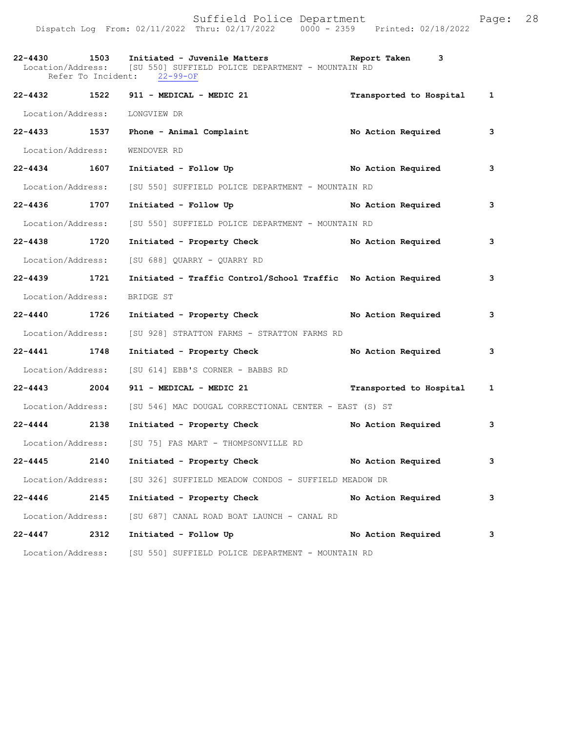**22-4430 1503 Initiated - Juvenile Matters Report Taken 3**
Location/Address: [SU 550] SUFFIELD POLICE DEPARTMENT - MOUNTAIN RD
Refer To Incident: 22-99-OF

**22-4432 1522 911 - MEDICAL - MEDIC 21 Transported to Hospital 1**
Location/Address: LONGVIEW DR

**22-4433 1537 Phone - Animal Complaint No Action Required 3**
Location/Address: WENDOVER RD

**22-4434 1607 Initiated - Follow Up No Action Required 3**
Location/Address: [SU 550] SUFFIELD POLICE DEPARTMENT - MOUNTAIN RD

**22-4436 1707 Initiated - Follow Up No Action Required 3**
Location/Address: [SU 550] SUFFIELD POLICE DEPARTMENT - MOUNTAIN RD

**22-4438 1720 Initiated - Property Check No Action Required 3**
Location/Address: [SU 688] QUARRY - QUARRY RD

**22-4439 1721 Initiated - Traffic Control/School Traffic No Action Required 3**
Location/Address: BRIDGE ST

**22-4440 1726 Initiated - Property Check No Action Required 3**
Location/Address: [SU 928] STRATTON FARMS - STRATTON FARMS RD

**22-4441 1748 Initiated - Property Check No Action Required 3**
Location/Address: [SU 614] EBB'S CORNER - BABBS RD

**22-4443 2004 911 - MEDICAL - MEDIC 21 Transported to Hospital 1**
Location/Address: [SU 546] MAC DOUGAL CORRECTIONAL CENTER - EAST (S) ST

**22-4444 2138 Initiated - Property Check No Action Required 3**
Location/Address: [SU 75] FAS MART - THOMPSONVILLE RD

**22-4445 2140 Initiated - Property Check No Action Required 3**
Location/Address: [SU 326] SUFFIELD MEADOW CONDOS - SUFFIELD MEADOW DR

**22-4446 2145 Initiated - Property Check No Action Required 3**
Location/Address: [SU 687] CANAL ROAD BOAT LAUNCH - CANAL RD

**22-4447 2312 Initiated - Follow Up No Action Required 3**
Location/Address: [SU 550] SUFFIELD POLICE DEPARTMENT - MOUNTAIN RD